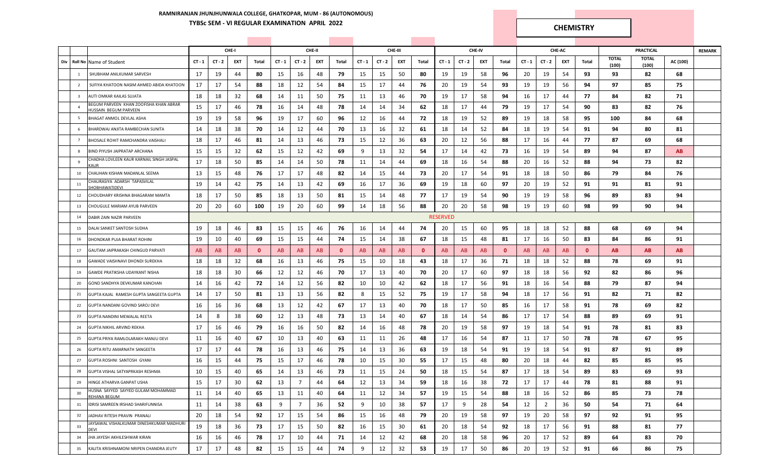# RAMNIRANJAN JHUNJHUNWALA COLLEGE, GHATKOPAR, MUM - 86 (AUTONOMOUS)

## TYBSc SEM - VI REGULAR EXAMINATION APRIL 2022

**CHEMISTRY**

| Div | Roll No | Name of Student | CHE-I | | | | CHE-II | | | | CHE-III | | | | CHE-IV | | | | CHE-AC | | | | PRACTICAL | | | REMARK |
|---|---|---|---|---|---|---|---|---|---|---|---|---|---|---|---|---|---|---|---|---|---|---|---|---|---|---|
| | | | CT - 1 | CT - 2 | EXT | Total | CT - 1 | CT - 2 | EXT | Total | CT - 1 | CT - 2 | EXT | Total | CT - 1 | CT - 2 | EXT | Total | CT - 1 | CT - 2 | EXT | Total | TOTAL (100) | TOTAL (100) | AC (100) | |
| | 1 | SHUBHAM ANILKUMAR SARVESH | 17 | 19 | 44 | **80** | 15 | 16 | 48 | **79** | 15 | 15 | 50 | **80** | 19 | 19 | 58 | **96** | 20 | 19 | 54 | **93** | **93** | **82** | **68** | |
| | 2 | SUFIYA KHATOON NASIM AHMED ABIDA KHATOON | 17 | 17 | 54 | **88** | 18 | 12 | 54 | **84** | 15 | 17 | 44 | **76** | 20 | 19 | 54 | **93** | 19 | 19 | 56 | **94** | **97** | **85** | **75** | |
| | 3 | AUTI OMKAR KAILAS SUJATA | 18 | 18 | 32 | **68** | 14 | 11 | 50 | **75** | 11 | 13 | 46 | **70** | 19 | 17 | 58 | **94** | 16 | 17 | 44 | **77** | **84** | **82** | **71** | |
| | 4 | BEGUM PARVEEN KHAN ZOOFISHA KHAN ABRAR HUSSAIN BEGUM PARVEEN | 15 | 17 | 46 | **78** | 16 | 14 | 48 | **78** | 14 | 14 | 34 | **62** | 18 | 17 | 44 | **79** | 19 | 17 | 54 | **90** | **83** | **82** | **76** | |
| | 5 | BHAGAT ANMOL DEVLAL ASHA | 19 | 19 | 58 | **96** | 19 | 17 | 60 | **96** | 12 | 16 | 44 | **72** | 18 | 19 | 52 | **89** | 19 | 18 | 58 | **95** | **100** | **84** | **68** | |
| | 6 | BHARDWAJ ANJITA RAMBECHAN SUNITA | 14 | 18 | 38 | **70** | 14 | 12 | 44 | **70** | 13 | 16 | 32 | **61** | 18 | 14 | 52 | **84** | 18 | 19 | 54 | **91** | **94** | **80** | **81** | |
| | 7 | BHOSALE ROHIT RAMCHANDRA VAISHALI | 18 | 17 | 46 | **81** | 14 | 13 | 46 | **73** | 15 | 12 | 36 | **63** | 20 | 12 | 56 | **88** | 17 | 16 | 44 | **77** | **87** | **69** | **68** | |
| | 8 | BIND PIYUSH JAIPRATAP ARCHANA | 15 | 15 | 32 | **62** | 15 | 12 | 42 | **69** | 9 | 13 | 32 | **54** | 17 | 14 | 42 | **73** | 16 | 19 | 54 | **89** | **94** | **87** | **AB** | |
| | 9 | CHADHA LOVLEEN KAUR KARNAIL SINGH JASPAL KAUR | 17 | 18 | 50 | **85** | 14 | 14 | 50 | **78** | 11 | 14 | 44 | **69** | 18 | 16 | 54 | **88** | 20 | 16 | 52 | **88** | **94** | **73** | **82** | |
| | 10 | CHAUHAN KISHAN MADANLAL SEEMA | 13 | 15 | 48 | **76** | 17 | 17 | 48 | **82** | 14 | 15 | 44 | **73** | 20 | 17 | 54 | **91** | 18 | 18 | 50 | **86** | **79** | **84** | **76** | |
| | 11 | CHAURASIYA ADARSH TAPASVILAL SHOBHAWATIDEVI | 19 | 14 | 42 | **75** | 14 | 13 | 42 | **69** | 16 | 17 | 36 | **69** | 19 | 18 | 60 | **97** | 20 | 19 | 52 | **91** | **91** | **81** | **91** | |
| | 12 | CHOUDHARY KRISHNA BHAGARAM MAMTA | 18 | 17 | 50 | **85** | 18 | 13 | 50 | **81** | 15 | 14 | 48 | **77** | 17 | 19 | 54 | **90** | 19 | 19 | 58 | **96** | **89** | **83** | **94** | |
| | 13 | CHOUGULE MARIAM AYUB PARVEEN | 20 | 20 | 60 | **100** | 19 | 20 | 60 | **99** | 14 | 18 | 56 | **88** | 20 | 20 | 58 | **98** | 19 | 19 | 60 | **98** | **99** | **90** | **94** | |
| | 14 | DABIR ZAIN NAZIR PARVEEN | RESERVED | | | | | | | | | | | | | | | | | | | | | | | |
| | 15 | DALAI SANKET SANTOSH SUDHA | 19 | 18 | 46 | **83** | 15 | 15 | 46 | **76** | 16 | 14 | 44 | **74** | 20 | 15 | 60 | **95** | 18 | 18 | 52 | **88** | **68** | **69** | **94** | |
| | 16 | DHONDKAR PUJA BHARAT ROHINI | 19 | 10 | 40 | **69** | 15 | 15 | 44 | **74** | 15 | 14 | 38 | **67** | 18 | 15 | 48 | **81** | 17 | 16 | 50 | **83** | **84** | **86** | **91** | |
| | 17 | GAUTAM JAIPRAKASH CHINGUD PARVATI | AB | AB | AB | **0** | AB | AB | AB | **0** | AB | AB | AB | **0** | AB | AB | AB | **0** | AB | AB | AB | **0** | **AB** | **AB** | **AB** | |
| | 18 | GAWADE VAISHNAVI DHONDI SUREKHA | 18 | 18 | 32 | **68** | 16 | 13 | 46 | **75** | 15 | 10 | 18 | **43** | 18 | 17 | 36 | **71** | 18 | 18 | 52 | **88** | **78** | **69** | **91** | |
| | 19 | GAWDE PRATIKSHA UDAYKANT NISHA | 18 | 18 | 30 | **66** | 12 | 12 | 46 | **70** | 17 | 13 | 40 | **70** | 20 | 17 | 60 | **97** | 18 | 18 | 56 | **92** | **82** | **86** | **96** | |
| | 20 | GOND SANDHYA DEVKUMAR KANCHAN | 14 | 16 | 42 | **72** | 14 | 12 | 56 | **82** | 10 | 10 | 42 | **62** | 18 | 17 | 56 | **91** | 18 | 16 | 54 | **88** | **79** | **87** | **94** | |
| | 21 | GUPTA KAJAL RAMESH GUPTA SANGEETA GUPTA | 14 | 17 | 50 | **81** | 13 | 13 | 56 | **82** | 8 | 15 | 52 | **75** | 19 | 17 | 58 | **94** | 18 | 17 | 56 | **91** | **82** | **71** | **82** | |
| | 22 | GUPTA NANDANI GOVIND SAROJ DEVI | 16 | 16 | 36 | **68** | 13 | 12 | 42 | **67** | 17 | 13 | 40 | **70** | 18 | 17 | 50 | **85** | 16 | 17 | 58 | **91** | **78** | **69** | **82** | |
| | 23 | GUPTA NANDINI MEWALAL REETA | 14 | 8 | 38 | **60** | 12 | 13 | 48 | **73** | 13 | 14 | 40 | **67** | 18 | 14 | 54 | **86** | 17 | 17 | 54 | **88** | **89** | **69** | **91** | |
| | 24 | GUPTA NIKHIL ARVIND REKHA | 17 | 16 | 46 | **79** | 16 | 16 | 50 | **82** | 14 | 16 | 48 | **78** | 20 | 19 | 58 | **97** | 19 | 18 | 54 | **91** | **78** | **81** | **83** | |
| | 25 | GUPTA PRIYA RAMLOLARAKH MANJU DEVI | 11 | 16 | 40 | **67** | 10 | 13 | 40 | **63** | 11 | 11 | 26 | **48** | 17 | 16 | 54 | **87** | 11 | 17 | 50 | **78** | **78** | **67** | **95** | |
| | 26 | GUPTA RITU AMARNATH SANGEETA | 17 | 17 | 44 | **78** | 16 | 13 | 46 | **75** | 14 | 13 | 36 | **63** | 19 | 18 | 54 | **91** | 19 | 18 | 54 | **91** | **87** | **91** | **89** | |
| | 27 | GUPTA ROSHNI SANTOSH GYANI | 16 | 15 | 44 | **75** | 15 | 17 | 46 | **78** | 10 | 15 | 30 | **55** | 17 | 15 | 48 | **80** | 20 | 18 | 44 | **82** | **85** | **85** | **95** | |
| | 28 | GUPTA VISHAL SATYAPRKASH RESHMA | 10 | 15 | 40 | **65** | 14 | 13 | 46 | **73** | 11 | 15 | 24 | **50** | 18 | 15 | 54 | **87** | 17 | 18 | 54 | **89** | **83** | **69** | **93** | |
| | 29 | HINGE ATHARVA GANPAT USHA | 15 | 17 | 30 | **62** | 13 | 7 | 44 | **64** | 12 | 13 | 34 | **59** | 18 | 16 | 38 | **72** | 17 | 17 | 44 | **78** | **81** | **88** | **91** | |
| | 30 | HUSNA SAYYED SAYYED GULAM MOHAMMAD REHANA BEGUM | 11 | 14 | 40 | **65** | 13 | 11 | 40 | **64** | 11 | 12 | 34 | **57** | 19 | 15 | 54 | **88** | 18 | 16 | 52 | **86** | **85** | **73** | **78** | |
| | 31 | IDRISI SAMREEN IRSHAD SHARIFUNNISA | 11 | 14 | 38 | **63** | 9 | 7 | 36 | **52** | 9 | 10 | 38 | **57** | 17 | 9 | 28 | **54** | 12 | 2 | 36 | **50** | **54** | **71** | **64** | |
| | 32 | JADHAV RITESH PRAVIN PRANALI | 20 | 18 | 54 | **92** | 17 | 15 | 54 | **86** | 15 | 16 | 48 | **79** | 20 | 19 | 58 | **97** | 19 | 20 | 58 | **97** | **92** | **91** | **95** | |
| | 33 | JAYSAWAL VISHALKUMAR DINESHKUMAR MADHURI DEVI | 19 | 18 | 36 | **73** | 17 | 15 | 50 | **82** | 16 | 15 | 30 | **61** | 20 | 18 | 54 | **92** | 18 | 17 | 56 | **91** | **88** | **81** | **77** | |
| | 34 | JHA JAYESH AKHILESHWAR KIRAN | 16 | 16 | 46 | **78** | 17 | 10 | 44 | **71** | 14 | 12 | 42 | **68** | 20 | 18 | 58 | **96** | 20 | 17 | 52 | **89** | **64** | **83** | **70** | |
| | 35 | KALITA KRISHNAMONI NRIPEN CHANDRA JEUTY | 17 | 17 | 48 | **82** | 15 | 15 | 44 | **74** | 9 | 12 | 32 | **53** | 19 | 17 | 50 | **86** | 20 | 19 | 52 | **91** | **66** | **86** | **75** | |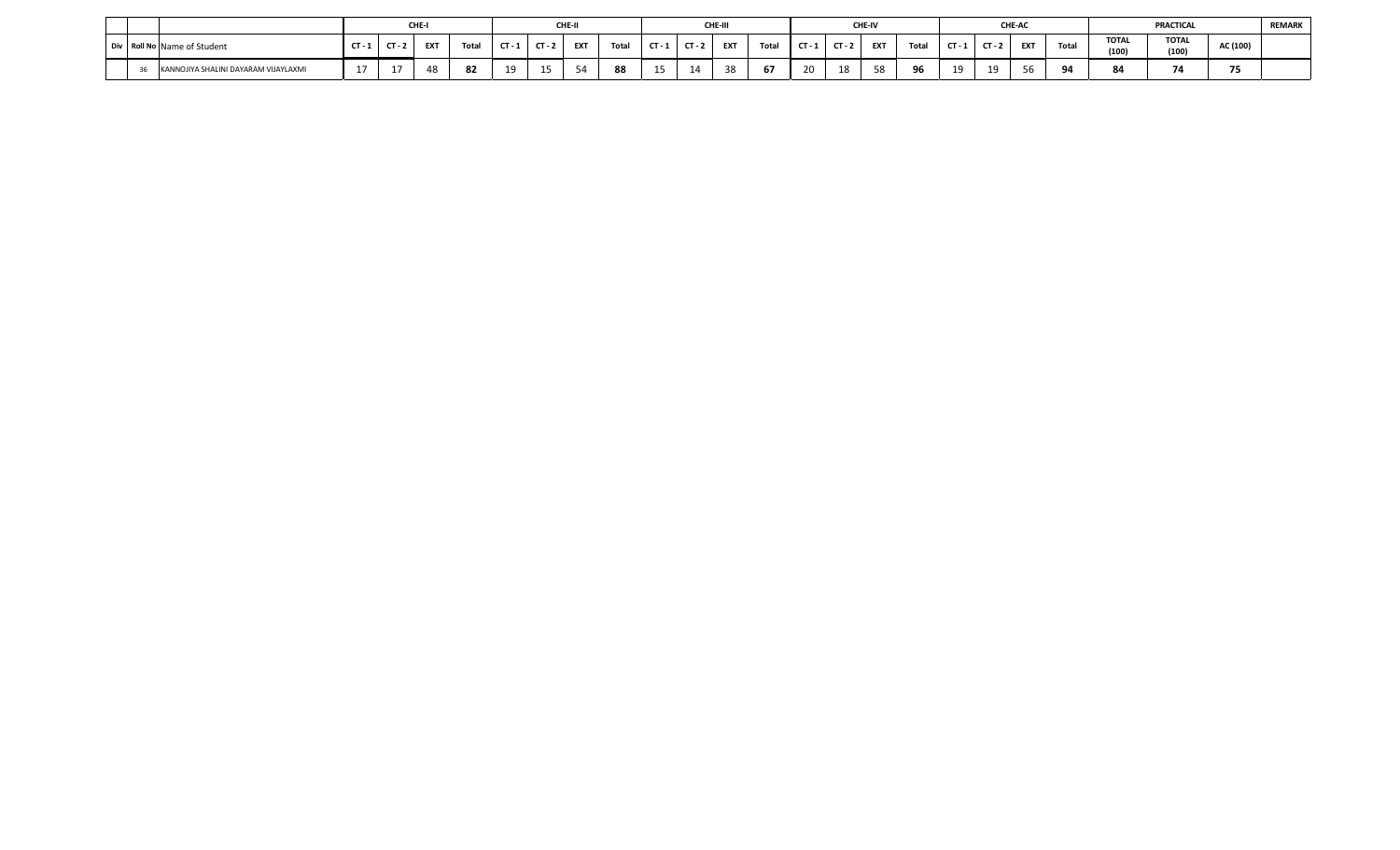| | | | CHE-I | | | | CHE-II | | | | CHE-III | | | | CHE-IV | | | | CHE-AC | | | | PRACTICAL | | | REMARK |
|---|---|---|---|---|---|---|---|---|---|---|---|---|---|---|---|---|---|---|---|---|---|---|---|---|---|---|
| Div | Roll No | Name of Student | CT - 1 | CT - 2 | EXT | Total | CT - 1 | CT - 2 | EXT | Total | CT - 1 | CT - 2 | EXT | Total | CT - 1 | CT - 2 | EXT | Total | CT - 1 | CT - 2 | EXT | Total | TOTAL (100) | TOTAL (100) | AC (100) | |
| | 36 | KANNOJIYA SHALINI DAYARAM VIJAYLAXMI | 17 | 17 | 48 | **82** | 19 | 15 | 54 | **88** | 15 | 14 | 38 | **67** | 20 | 18 | 58 | **96** | 19 | 19 | 56 | **94** | **84** | **74** | **75** | |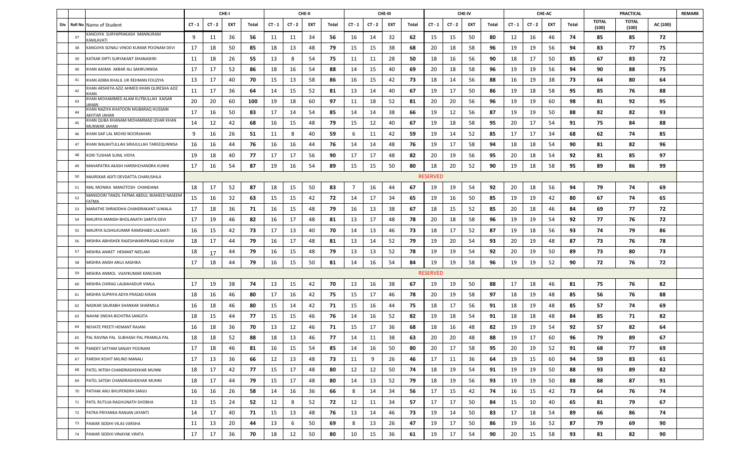| Div | Roll No | Name of Student | CHE-I | | | | CHE-II | | | | CHE-III | | | | CHE-IV | | | | CHE-AC | | | | PRACTICAL | | | REMARK |
|---|---|---|---|---|---|---|---|---|---|---|---|---|---|---|---|---|---|---|---|---|---|---|---|---|---|---|
| | | | CT - 1 | CT - 2 | EXT | Total | CT - 1 | CT - 2 | EXT | Total | CT - 1 | CT - 2 | EXT | Total | CT - 1 | CT - 2 | EXT | Total | CT - 1 | CT - 2 | EXT | Total | TOTAL (100) | TOTAL (100) | AC (100) | |
| | 37 | KANOJIYA SURYAPRAKASH MANNURAM KAMLAVATI | 9 | 11 | 36 | 56 | 11 | 11 | 34 | 56 | 16 | 14 | 32 | 62 | 15 | 15 | 50 | 80 | 12 | 16 | 46 | 74 | 85 | 85 | 72 | |
| | 38 | KANOJIYA SONALI VINOD KUMAR POONAM DEVI | 17 | 18 | 50 | 85 | 18 | 13 | 48 | 79 | 15 | 15 | 38 | 68 | 20 | 18 | 58 | 96 | 19 | 19 | 56 | 94 | 83 | 77 | 75 | |
| | 39 | KATKAR DIPTI SURYAKANT DHANASHRI | 11 | 18 | 26 | 55 | 13 | 8 | 54 | 75 | 11 | 11 | 28 | 50 | 18 | 16 | 56 | 90 | 18 | 17 | 50 | 85 | 67 | 83 | 72 | |
| | 40 | KHAN AASMA AKBAR ALI SAKIRUNNISA | 17 | 17 | 52 | 86 | 18 | 16 | 54 | 88 | 14 | 15 | 40 | 69 | 20 | 18 | 58 | 96 | 19 | 19 | 56 | 94 | 90 | 88 | 75 | |
| | 41 | KHAN ADIBA KHALIL UR REHMAN FOUZIYA | 13 | 17 | 40 | 70 | 15 | 13 | 58 | 86 | 16 | 15 | 42 | 73 | 18 | 14 | 56 | 88 | 16 | 19 | 38 | 73 | 64 | 80 | 64 | |
| | 42 | KHAN ARSHEYA AZIZ AHMED KHAN QURESHA AZIZ KHAN | 11 | 17 | 36 | 64 | 14 | 15 | 52 | 81 | 13 | 14 | 40 | 67 | 19 | 17 | 50 | 86 | 19 | 18 | 58 | 95 | 85 | 76 | 88 | |
| | 43 | KHAN MOHAMMED ALAM KUTBULLAH KAISAR JAHAN | 20 | 20 | 60 | 100 | 19 | 18 | 60 | 97 | 11 | 18 | 52 | 81 | 20 | 20 | 56 | 96 | 19 | 19 | 60 | 98 | 81 | 92 | 95 | |
| | 44 | KHAN NAZIYA KHATOON MUBARAQ HUSSAIN AKHTAR JAHAN | 17 | 16 | 50 | 83 | 17 | 14 | 54 | 85 | 14 | 14 | 38 | 66 | 19 | 12 | 56 | 87 | 19 | 19 | 50 | 88 | 82 | 82 | 93 | |
| | 45 | KHAN QUBA KHANAM MOHAMMAD IZHAR KHAN MUNWAR JAHAN | 14 | 12 | 42 | 68 | 16 | 15 | 48 | 79 | 15 | 12 | 40 | 67 | 19 | 18 | 58 | 95 | 20 | 17 | 54 | 91 | 75 | 84 | 88 | |
| | 46 | KHAN SAIF LAL MOHD NOORJAHAN | 9 | 16 | 26 | 51 | 11 | 8 | 40 | 59 | 6 | 11 | 42 | 59 | 19 | 14 | 52 | 85 | 17 | 17 | 34 | 68 | 62 | 74 | 85 | |
| | 47 | KHAN WAJAHTULLAH SIRAJULLAH TAREEQUNNISA | 16 | 16 | 44 | 76 | 16 | 16 | 44 | 76 | 14 | 14 | 48 | 76 | 19 | 17 | 58 | 94 | 18 | 18 | 54 | 90 | 81 | 82 | 96 | |
| | 48 | KORI TUSHAR SUNIL VIDYA | 19 | 18 | 40 | 77 | 17 | 17 | 56 | 90 | 17 | 17 | 48 | 82 | 20 | 19 | 56 | 95 | 20 | 18 | 54 | 92 | 81 | 85 | 97 | |
| | 49 | MAHAPATRA AKASH HARISHCHANDRA KUNNI | 17 | 16 | 54 | 87 | 19 | 16 | 54 | 89 | 15 | 15 | 50 | 80 | 18 | 20 | 52 | 90 | 19 | 18 | 58 | 95 | 89 | 86 | 99 | |
| | 50 | MAJREKAR ADITI DEVDATTA CHARUSHILA | RESERVED | | | | | | | | | | | | | | | | | | | | | | | |
| | 51 | MAL MONIKA MANOTOSH CHANDANA | 18 | 17 | 52 | 87 | 18 | 15 | 50 | 83 | 7 | 16 | 44 | 67 | 19 | 19 | 54 | 92 | 20 | 18 | 56 | 94 | 79 | 74 | 69 | |
| | 52 | MANSOORI TANZIL FATMA ABDUL WAHEED NASEEM FATMA | 15 | 16 | 32 | 63 | 15 | 15 | 42 | 72 | 14 | 17 | 34 | 65 | 19 | 16 | 50 | 85 | 19 | 19 | 42 | 80 | 67 | 74 | 65 | |
| | 53 | MARATHE SHRADDHA CHANDRAKANT UJWALA | 17 | 18 | 36 | 71 | 16 | 15 | 48 | 79 | 16 | 13 | 38 | 67 | 18 | 15 | 52 | 85 | 20 | 18 | 46 | 84 | 69 | 77 | 72 | |
| | 54 | MAURYA MANISH BHOLANATH SARITA DEVI | 17 | 19 | 46 | 82 | 16 | 17 | 48 | 81 | 13 | 17 | 48 | 78 | 20 | 18 | 58 | 96 | 19 | 19 | 54 | 92 | 77 | 76 | 72 | |
| | 55 | MAURYA SUSHILKUMAR RAMSHABD LALMATI | 16 | 15 | 42 | 73 | 17 | 13 | 40 | 70 | 14 | 13 | 46 | 73 | 18 | 17 | 52 | 87 | 19 | 18 | 56 | 93 | 74 | 79 | 86 | |
| | 56 | MISHRA ABHISHEK RAJESHWARIPRASAD KUSUM | 18 | 17 | 44 | 79 | 16 | 17 | 48 | 81 | 13 | 14 | 52 | 79 | 19 | 20 | 54 | 93 | 20 | 19 | 48 | 87 | 73 | 76 | 78 | |
| | 57 | MISHRA ANIKET HEMANT NEELAM | 18 | 17 | 44 | 79 | 16 | 15 | 48 | 79 | 13 | 13 | 52 | 78 | 19 | 19 | 54 | 92 | 20 | 19 | 50 | 89 | 73 | 80 | 73 | |
| | 58 | MISHRA ANISH ANUJ AASHIKA | 17 | 18 | 44 | 79 | 16 | 15 | 50 | 81 | 14 | 16 | 54 | 84 | 19 | 19 | 58 | 96 | 19 | 19 | 52 | 90 | 72 | 76 | 72 | |
| | 59 | MISHRA ANMOL VIJAYKUMAR KANCHAN | RESERVED | | | | | | | | | | | | | | | | | | | | | | | |
| | 60 | MISHRA CHIRAG LALBAHADUR VIMLA | 17 | 19 | 38 | 74 | 13 | 15 | 42 | 70 | 13 | 16 | 38 | 67 | 19 | 19 | 50 | 88 | 17 | 18 | 46 | 81 | 75 | 76 | 82 | |
| | 61 | MISHRA SUPRIYA ADYA PRASAD KIRAN | 18 | 16 | 46 | 80 | 17 | 16 | 42 | 75 | 15 | 17 | 46 | 78 | 20 | 19 | 58 | 97 | 18 | 19 | 48 | 85 | 56 | 76 | 88 | |
| | 62 | NADKAR SAURABH SHANKAR SHARMILA | 16 | 18 | 46 | 80 | 15 | 14 | 42 | 71 | 15 | 16 | 44 | 75 | 18 | 17 | 56 | 91 | 18 | 19 | 48 | 85 | 57 | 74 | 69 | |
| | 63 | NAHAK SNEHA BICHITRA SANGITA | 18 | 15 | 44 | 77 | 15 | 15 | 46 | 76 | 14 | 16 | 52 | 82 | 19 | 18 | 54 | 91 | 18 | 18 | 48 | 84 | 85 | 71 | 82 | |
| | 64 | NEHATE PREETI HEMANT RAJANI | 16 | 18 | 36 | 70 | 13 | 12 | 46 | 71 | 15 | 17 | 36 | 68 | 18 | 16 | 48 | 82 | 19 | 19 | 54 | 92 | 57 | 82 | 64 | |
| | 65 | PAL RAVINA PAL SUBHASH PAL PRAMILA PAL | 18 | 18 | 52 | 88 | 18 | 13 | 46 | 77 | 14 | 11 | 38 | 63 | 20 | 20 | 48 | 88 | 19 | 17 | 60 | 96 | 79 | 89 | 67 | |
| | 66 | PANDEY SATYAM SANJAY POONAM | 17 | 18 | 46 | 81 | 16 | 15 | 54 | 85 | 14 | 16 | 50 | 80 | 20 | 17 | 58 | 95 | 20 | 19 | 52 | 91 | 68 | 77 | 69 | |
| | 67 | PARDHI ROHIT MILIND MANALI | 17 | 13 | 36 | 66 | 12 | 13 | 48 | 73 | 11 | 9 | 26 | 46 | 17 | 11 | 36 | 64 | 19 | 15 | 60 | 94 | 59 | 83 | 61 | |
| | 68 | PATEL NITISH CHANDRASHEKHAR MUNNI | 18 | 17 | 42 | 77 | 15 | 17 | 48 | 80 | 12 | 12 | 50 | 74 | 18 | 19 | 54 | 91 | 19 | 19 | 50 | 88 | 93 | 89 | 82 | |
| | 69 | PATEL SATISH CHANDRASHEKHAR MUNNI | 18 | 17 | 44 | 79 | 15 | 17 | 48 | 80 | 14 | 13 | 52 | 79 | 18 | 19 | 56 | 93 | 19 | 19 | 50 | 88 | 88 | 87 | 91 | |
| | 70 | PATHAK ANU BHUPENDRA SANJU | 16 | 16 | 26 | 58 | 14 | 16 | 36 | 66 | 8 | 14 | 34 | 56 | 17 | 15 | 42 | 74 | 16 | 15 | 42 | 73 | 64 | 76 | 74 | |
| | 71 | PATIL RUTUJA RAGHUNATH SHOBHA | 13 | 15 | 24 | 52 | 12 | 8 | 52 | 72 | 12 | 11 | 34 | 57 | 17 | 17 | 50 | 84 | 15 | 10 | 40 | 65 | 81 | 79 | 67 | |
| | 72 | PATRA PRIYANKA RANJAN JAYANTI | 14 | 17 | 40 | 71 | 15 | 13 | 48 | 76 | 13 | 14 | 46 | 73 | 19 | 14 | 50 | 83 | 17 | 18 | 54 | 89 | 66 | 86 | 74 | |
| | 73 | PAWAR SIDDHI VILAS VARSHA | 11 | 13 | 20 | 44 | 13 | 6 | 50 | 69 | 8 | 13 | 26 | 47 | 19 | 17 | 50 | 86 | 19 | 16 | 52 | 87 | 79 | 69 | 90 | |
| | 74 | PAWAR SIDDHI VINAYAK VINITA | 17 | 17 | 36 | 70 | 18 | 12 | 50 | 80 | 10 | 15 | 36 | 61 | 19 | 17 | 54 | 90 | 20 | 15 | 58 | 93 | 81 | 82 | 90 | |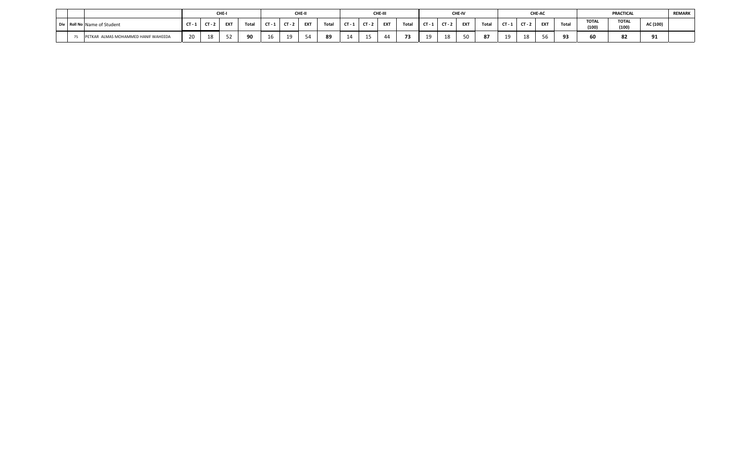| Div | Roll No | Name of Student | CHE-I | | | | CHE-II | | | | CHE-III | | | | CHE-IV | | | | CHE-AC | | | | PRACTICAL | | | REMARK |
|---|---|---|---|---|---|---|---|---|---|---|---|---|---|---|---|---|---|---|---|---|---|---|---|---|---|---|
| | | | CT - 1 | CT - 2 | EXT | Total | CT - 1 | CT - 2 | EXT | Total | CT - 1 | CT - 2 | EXT | Total | CT - 1 | CT - 2 | EXT | Total | CT - 1 | CT - 2 | EXT | Total | TOTAL (100) | TOTAL (100) | AC (100) | |
| | 75 | PETKAR ALMAS MOHAMMED HANIF WAHEEDA | 20 | 18 | 52 | **90** | 16 | 19 | 54 | **89** | 14 | 15 | 44 | **73** | 19 | 18 | 50 | **87** | 19 | 18 | 56 | **93** | **60** | **82** | **91** | |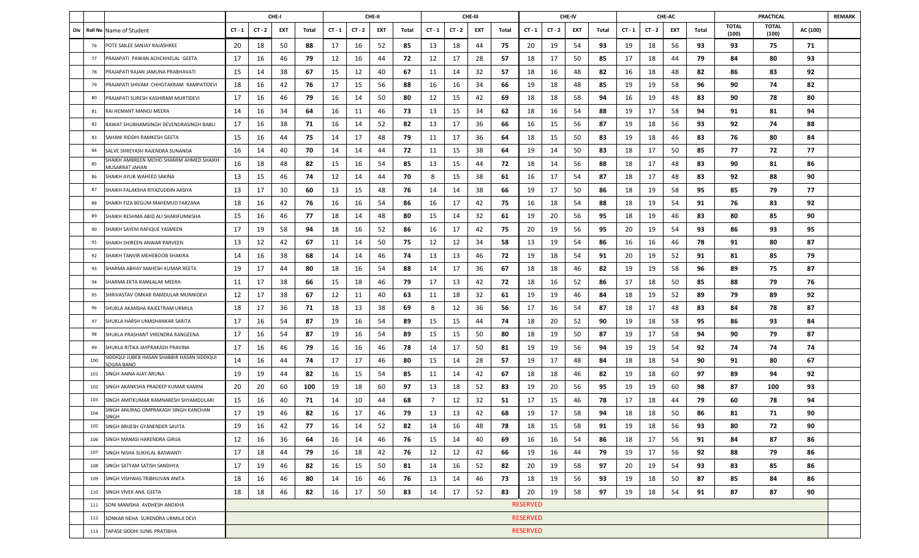| Div | Roll No | Name of Student | CHE-I | | | | CHE-II | | | | CHE-III | | | | CHE-IV | | | | CHE-AC | | | | PRACTICAL | | | REMARK |
|---|---|---|---|---|---|---|---|---|---|---|---|---|---|---|---|---|---|---|---|---|---|---|---|---|---|---|
| | | | CT - 1 | CT - 2 | EXT | Total | CT - 1 | CT - 2 | EXT | Total | CT - 1 | CT - 2 | EXT | Total | CT - 1 | CT - 2 | EXT | Total | CT - 1 | CT - 2 | EXT | Total | TOTAL (100) | TOTAL (100) | AC (100) | |
| | 76 | POTE SAILEE SANJAY RAJASHREE | 20 | 18 | 50 | **88** | 17 | 16 | 52 | **85** | 13 | 18 | 44 | **75** | 20 | 19 | 54 | **93** | 19 | 18 | 56 | **93** | **93** | **75** | **71** | |
| | 77 | PRAJAPATI PAWAN ACHCHHELAL GEETA | 17 | 16 | 46 | **79** | 12 | 16 | 44 | **72** | 12 | 17 | 28 | **57** | 18 | 17 | 50 | **85** | 17 | 18 | 44 | **79** | **84** | **80** | **93** | |
| | 78 | PRAJAPATI RAJAN JAMUNA PRABHAVATI | 15 | 14 | 38 | **67** | 15 | 12 | 40 | **67** | 11 | 14 | 32 | **57** | 18 | 16 | 48 | **82** | 16 | 18 | 48 | **82** | **86** | **83** | **92** | |
| | 79 | PRAJAPATI SHIVAM CHHOTAKRAM RAMPATIDEVI | 18 | 16 | 42 | **76** | 17 | 15 | 56 | **88** | 16 | 16 | 34 | **66** | 19 | 18 | 48 | **85** | 19 | 19 | 58 | **96** | **90** | **74** | **82** | |
| | 80 | PRAJAPATI SURESH KASHIRAM MURTIDEVI | 17 | 16 | 46 | **79** | 16 | 14 | 50 | **80** | 12 | 15 | 42 | **69** | 18 | 18 | 58 | **94** | 16 | 19 | 48 | **83** | **90** | **78** | **80** | |
| | 81 | RAI HEMANT MANOJ MEERA | 14 | 16 | 34 | **64** | 16 | 11 | 46 | **73** | 13 | 15 | 34 | **62** | 18 | 16 | 54 | **88** | 19 | 17 | 58 | **94** | **91** | **81** | **94** | |
| | 82 | RAWAT SHUBHAMSINGH DEVENDRASINGH BABLI | 17 | 16 | 38 | **71** | 16 | 14 | 52 | **82** | 13 | 17 | 36 | **66** | 16 | 15 | 56 | **87** | 19 | 18 | 56 | **93** | **92** | **74** | **88** | |
| | 83 | SAHANI RIDDHI RAMKESH GEETA | 15 | 16 | 44 | **75** | 14 | 17 | 48 | **79** | 11 | 17 | 36 | **64** | 18 | 15 | 50 | **83** | 19 | 18 | 46 | **83** | **76** | **80** | **84** | |
| | 84 | SALVE SHREYASH RAJENDRA SUNANDA | 16 | 14 | 40 | **70** | 14 | 14 | 44 | **72** | 11 | 15 | 38 | **64** | 19 | 14 | 50 | **83** | 18 | 17 | 50 | **85** | **77** | **72** | **77** | |
| | 85 | SHAIKH AMBREEN MOHD SHAMIM AHMED SHAIKH MUSARRAT JAHAN | 16 | 18 | 48 | **82** | 15 | 16 | 54 | **85** | 13 | 15 | 44 | **72** | 18 | 14 | 56 | **88** | 18 | 17 | 48 | **83** | **90** | **81** | **86** | |
| | 86 | SHAIKH AYUB WAHEED SAKINA | 13 | 15 | 46 | **74** | 12 | 14 | 44 | **70** | 8 | 15 | 38 | **61** | 16 | 17 | 54 | **87** | 18 | 17 | 48 | **83** | **92** | **88** | **90** | |
| | 87 | SHAIKH FALAKSHA RIYAZUDDIN AASIYA | 13 | 17 | 30 | **60** | 13 | 15 | 48 | **76** | 14 | 14 | 38 | **66** | 19 | 17 | 50 | **86** | 18 | 19 | 58 | **95** | **85** | **79** | **77** | |
| | 88 | SHAIKH FIZA BEGUM MAHEMUD FARZANA | 18 | 16 | 42 | **76** | 16 | 16 | 54 | **86** | 16 | 17 | 42 | **75** | 16 | 18 | 54 | **88** | 18 | 19 | 54 | **91** | **76** | **83** | **92** | |
| | 89 | SHAIKH RESHMA ABID ALI SHARIFUNNISHA | 15 | 16 | 46 | **77** | 18 | 14 | 48 | **80** | 15 | 14 | 32 | **61** | 19 | 20 | 56 | **95** | 18 | 19 | 46 | **83** | **80** | **85** | **90** | |
| | 90 | SHAIKH SAYEM RAFIQUE YASMEEN | 17 | 19 | 58 | **94** | 18 | 16 | 52 | **86** | 16 | 17 | 42 | **75** | 20 | 19 | 56 | **95** | 20 | 19 | 54 | **93** | **86** | **93** | **95** | |
| | 91 | SHAIKH SHIREEN ANWAR PARVEEN | 13 | 12 | 42 | **67** | 11 | 14 | 50 | **75** | 12 | 12 | 34 | **58** | 13 | 19 | 54 | **86** | 16 | 16 | 46 | **78** | **91** | **80** | **87** | |
| | 92 | SHAIKH TANVIR MEHEBOOB SHAKIRA | 14 | 16 | 38 | **68** | 14 | 14 | 46 | **74** | 13 | 13 | 46 | **72** | 19 | 18 | 54 | **91** | 20 | 19 | 52 | **91** | **81** | **85** | **79** | |
| | 93 | SHARMA ABHAY MAHESH KUMAR REETA | 19 | 17 | 44 | **80** | 18 | 16 | 54 | **88** | 14 | 17 | 36 | **67** | 18 | 18 | 46 | **82** | 19 | 19 | 58 | **96** | **89** | **75** | **87** | |
| | 94 | SHARMA EKTA RAMLALAK MEERA | 11 | 17 | 38 | **66** | 15 | 18 | 46 | **79** | 17 | 13 | 42 | **72** | 18 | 16 | 52 | **86** | 17 | 18 | 50 | **85** | **88** | **79** | **76** | |
| | 95 | SHRIVASTAV OMKAR RAMDULAR MUNNIDEVI | 12 | 17 | 38 | **67** | 12 | 11 | 40 | **63** | 11 | 18 | 32 | **61** | 19 | 19 | 46 | **84** | 18 | 19 | 52 | **89** | **79** | **89** | **92** | |
| | 96 | SHUKLA AKANSHA RAJEETRAM URMILA | 18 | 17 | 36 | **71** | 18 | 13 | 38 | **69** | 8 | 12 | 36 | **56** | 17 | 16 | 54 | **87** | 18 | 17 | 48 | **83** | **84** | **78** | **87** | |
| | 97 | SHUKLA HARSH UMASHANKAR SARITA | 17 | 16 | 54 | **87** | 19 | 16 | 54 | **89** | 15 | 15 | 44 | **74** | 18 | 20 | 52 | **90** | 19 | 18 | 58 | **95** | **86** | **93** | **84** | |
| | 98 | SHUKLA PRASHANT VIRENDRA RANGEENA | 17 | 16 | 54 | **87** | 19 | 16 | 54 | **89** | 15 | 15 | 50 | **80** | 18 | 19 | 50 | **87** | 19 | 17 | 58 | **94** | **90** | **79** | **87** | |
| | 99 | SHUKLA RITIKA JAYPRAKASH PRAVINA | 17 | 16 | 46 | **79** | 16 | 16 | 46 | **78** | 14 | 17 | 50 | **81** | 19 | 19 | 56 | **94** | 19 | 19 | 54 | **92** | **74** | **74** | **74** | |
| | 100 | SIDDIQUI JUBER HASAN SHABBIR HASAN SIDDIQUI SOGRA BANO | 14 | 16 | 44 | **74** | 17 | 17 | 46 | **80** | 15 | 14 | 28 | **57** | 19 | 17 | 48 | **84** | 18 | 18 | 54 | **90** | **91** | **80** | **67** | |
| | 101 | SINGH AAINA AJAY ARUNA | 19 | 19 | 44 | **82** | 16 | 15 | 54 | **85** | 11 | 14 | 42 | **67** | 18 | 18 | 46 | **82** | 19 | 18 | 60 | **97** | **89** | **94** | **92** | |
| | 102 | SINGH AKANKSHA PRADEEP KUMAR KAMINI | 20 | 20 | 60 | **100** | 19 | 18 | 60 | **97** | 13 | 18 | 52 | **83** | 19 | 20 | 56 | **95** | 19 | 19 | 60 | **98** | **87** | **100** | **93** | |
| | 103 | SINGH AMITKUMAR RAMNARESH SHYAMDULARI | 15 | 16 | 40 | **71** | 14 | 10 | 44 | **68** | 7 | 12 | 32 | **51** | 17 | 15 | 46 | **78** | 17 | 18 | 44 | **79** | **60** | **78** | **94** | |
| | 104 | SINGH ANURAG OMPRAKASH SINGH KANCHAN SINGH | 17 | 19 | 46 | **82** | 16 | 17 | 46 | **79** | 13 | 13 | 42 | **68** | 19 | 17 | 58 | **94** | 18 | 18 | 50 | **86** | **81** | **71** | **90** | |
| | 105 | SINGH BRIJESH GYANENDER SAVITA | 19 | 16 | 42 | **77** | 16 | 14 | 52 | **82** | 14 | 16 | 48 | **78** | 18 | 15 | 58 | **91** | 19 | 18 | 56 | **93** | **80** | **72** | **90** | |
| | 106 | SINGH MANASI HARENDRA GIRIJA | 12 | 16 | 36 | **64** | 16 | 14 | 46 | **76** | 15 | 14 | 40 | **69** | 16 | 16 | 54 | **86** | 18 | 17 | 56 | **91** | **84** | **87** | **86** | |
| | 107 | SINGH NISHA SUKHLAL BASWANTI | 17 | 18 | 44 | **79** | 16 | 18 | 42 | **76** | 12 | 12 | 42 | **66** | 19 | 16 | 44 | **79** | 19 | 17 | 56 | **92** | **88** | **79** | **86** | |
| | 108 | SINGH SATYAM SATISH SANDHYA | 17 | 19 | 46 | **82** | 16 | 15 | 50 | **81** | 14 | 16 | 52 | **82** | 20 | 19 | 58 | **97** | 20 | 19 | 54 | **93** | **83** | **85** | **86** | |
| | 109 | SINGH VISHWAS TRIBHUVAN ANITA | 18 | 16 | 46 | **80** | 14 | 16 | 46 | **76** | 13 | 14 | 46 | **73** | 18 | 19 | 56 | **93** | 19 | 18 | 50 | **87** | **85** | **84** | **86** | |
| | 110 | SINGH VIVEK ANIL GEETA | 18 | 18 | 46 | **82** | 16 | 17 | 50 | **83** | 14 | 17 | 52 | **83** | 20 | 19 | 58 | **97** | 19 | 18 | 54 | **91** | **87** | **87** | **90** | |
| | 111 | SONI MANISHA AVDHESH ANOKHA | RESERVED | | | | | | | | | | | | | | | | | | | | | | | |
| | 112 | SONKAR NEHA SURENDRA URMILA DEVI | RESERVED | | | | | | | | | | | | | | | | | | | | | | | |
| | 113 | TAPASE SIDDHI SUNIL PRATIBHA | RESERVED | | | | | | | | | | | | | | | | | | | | | | | |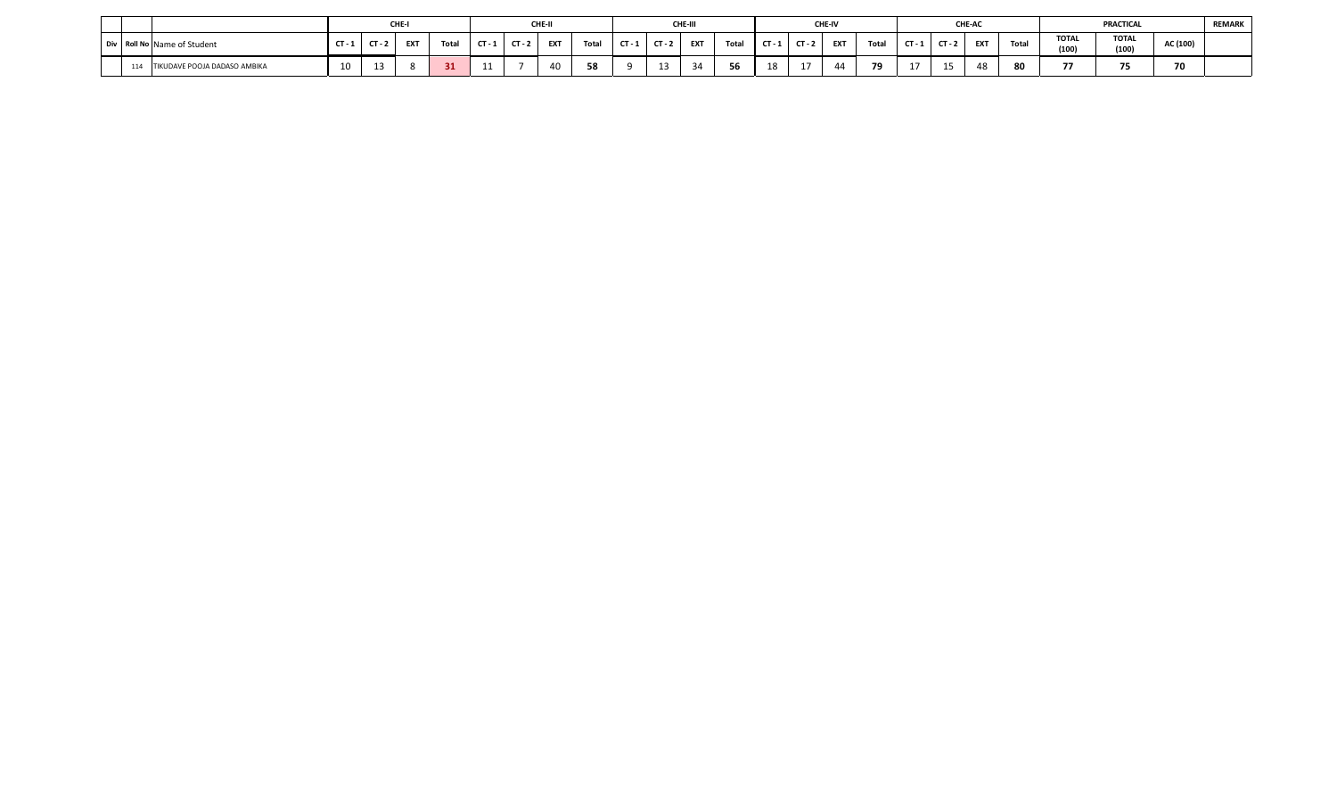| | | | CHE-I | | | | CHE-II | | | | CHE-III | | | | CHE-IV | | | | CHE-AC | | | | PRACTICAL | | | REMARK |
|---|---|---|---|---|---|---|---|---|---|---|---|---|---|---|---|---|---|---|---|---|---|---|---|---|---|---|
| Div | Roll No | Name of Student | CT - 1 | CT - 2 | EXT | Total | CT - 1 | CT - 2 | EXT | Total | CT - 1 | CT - 2 | EXT | Total | CT - 1 | CT - 2 | EXT | Total | CT - 1 | CT - 2 | EXT | Total | TOTAL (100) | TOTAL (100) | AC (100) | |
| | 114 | TIKUDAVE POOJA DADASO AMBIKA | 10 | 13 | 8 | **31** | 11 | 7 | 40 | **58** | 9 | 13 | 34 | **56** | 18 | 17 | 44 | **79** | 17 | 15 | 48 | **80** | **77** | **75** | **70** | |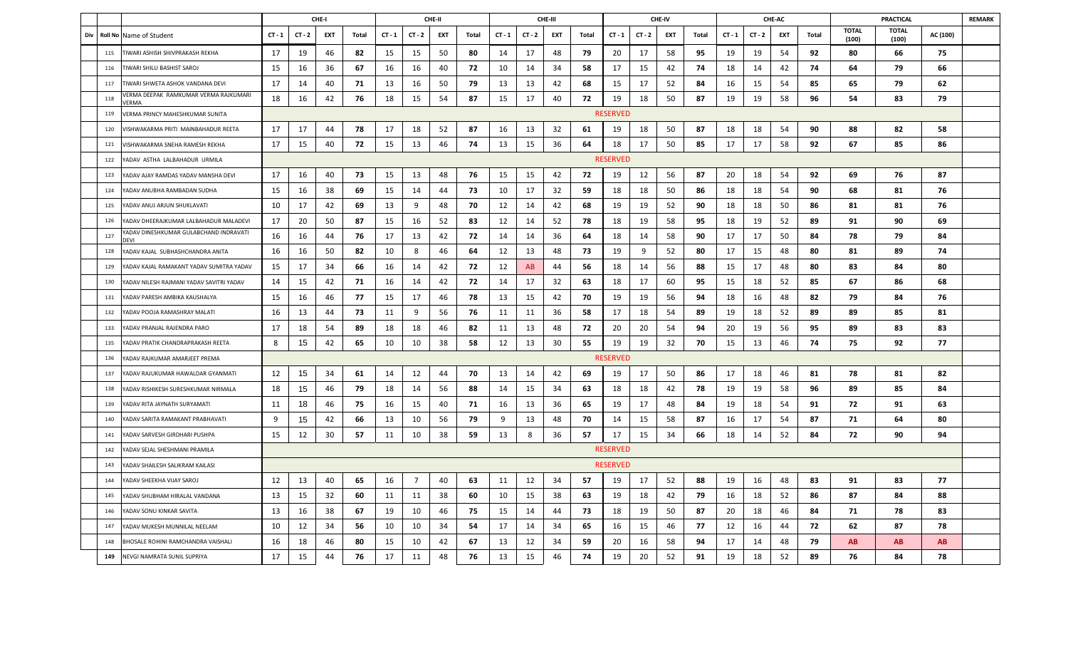| Div | Roll No | Name of Student | CHE-I | | | | CHE-II | | | | CHE-III | | | | CHE-IV | | | | CHE-AC | | | | PRACTICAL | | | REMARK |
|---|---|---|---|---|---|---|---|---|---|---|---|---|---|---|---|---|---|---|---|---|---|---|---|---|---|---|
| | | | CT - 1 | CT - 2 | EXT | Total | CT - 1 | CT - 2 | EXT | Total | CT - 1 | CT - 2 | EXT | Total | CT - 1 | CT - 2 | EXT | Total | CT - 1 | CT - 2 | EXT | Total | TOTAL (100) | TOTAL (100) | AC (100) | |
| | 115 | TIWARI ASHISH SHIVPRAKASH REKHA | 17 | 19 | 46 | **82** | 15 | 15 | 50 | **80** | 14 | 17 | 48 | **79** | 20 | 17 | 58 | **95** | 19 | 19 | 54 | **92** | **80** | **66** | **75** | |
| | 116 | TIWARI SHILU BASHIST SAROJ | 15 | 16 | 36 | **67** | 16 | 16 | 40 | **72** | 10 | 14 | 34 | **58** | 17 | 15 | 42 | **74** | 18 | 14 | 42 | **74** | **64** | **79** | **66** | |
| | 117 | TIWARI SHWETA ASHOK VANDANA DEVI | 17 | 14 | 40 | **71** | 13 | 16 | 50 | **79** | 13 | 13 | 42 | **68** | 15 | 17 | 52 | **84** | 16 | 15 | 54 | **85** | **65** | **79** | **62** | |
| | 118 | VERMA DEEPAK RAMKUMAR VERMA RAJKUMARI VERMA | 18 | 16 | 42 | **76** | 18 | 15 | 54 | **87** | 15 | 17 | 40 | **72** | 19 | 18 | 50 | **87** | 19 | 19 | 58 | **96** | **54** | **83** | **79** | |
| | 119 | VERMA PRINCY MAHESHKUMAR SUNITA | RESERVED | | | | | | | | | | | | | | | | | | | | | | | |
| | 120 | VISHWAKARMA PRITI MAINBAHADUR REETA | 17 | 17 | 44 | **78** | 17 | 18 | 52 | **87** | 16 | 13 | 32 | **61** | 19 | 18 | 50 | **87** | 18 | 18 | 54 | **90** | **88** | **82** | **58** | |
| | 121 | VISHWAKARMA SNEHA RAMESH REKHA | 17 | 15 | 40 | **72** | 15 | 13 | 46 | **74** | 13 | 15 | 36 | **64** | 18 | 17 | 50 | **85** | 17 | 17 | 58 | **92** | **67** | **85** | **86** | |
| | 122 | YADAV ASTHA LALBAHADUR URMILA | RESERVED | | | | | | | | | | | | | | | | | | | | | | | |
| | 123 | YADAV AJAY RAMDAS YADAV MANSHA DEVI | 17 | 16 | 40 | **73** | 15 | 13 | 48 | **76** | 15 | 15 | 42 | **72** | 19 | 12 | 56 | **87** | 20 | 18 | 54 | **92** | **69** | **76** | **87** | |
| | 124 | YADAV ANUBHA RAMBADAN SUDHA | 15 | 16 | 38 | **69** | 15 | 14 | 44 | **73** | 10 | 17 | 32 | **59** | 18 | 18 | 50 | **86** | 18 | 18 | 54 | **90** | **68** | **81** | **76** | |
| | 125 | YADAV ANUJ ARJUN SHUKLAVATI | 10 | 17 | 42 | **69** | 13 | 9 | 48 | **70** | 12 | 14 | 42 | **68** | 19 | 19 | 52 | **90** | 18 | 18 | 50 | **86** | **81** | **81** | **76** | |
| | 126 | YADAV DHEERAJKUMAR LALBAHADUR MALADEVI | 17 | 20 | 50 | **87** | 15 | 16 | 52 | **83** | 12 | 14 | 52 | **78** | 18 | 19 | 58 | **95** | 18 | 19 | 52 | **89** | **91** | **90** | **69** | |
| | 127 | YADAV DINESHKUMAR GULABCHAND INDRAVATI DEVI | 16 | 16 | 44 | **76** | 17 | 13 | 42 | **72** | 14 | 14 | 36 | **64** | 18 | 14 | 58 | **90** | 17 | 17 | 50 | **84** | **78** | **79** | **84** | |
| | 128 | YADAV KAJAL SUBHASHCHANDRA ANITA | 16 | 16 | 50 | **82** | 10 | 8 | 46 | **64** | 12 | 13 | 48 | **73** | 19 | 9 | 52 | **80** | 17 | 15 | 48 | **80** | **81** | **89** | **74** | |
| | 129 | YADAV KAJAL RAMAKANT YADAV SUMITRA YADAV | 15 | 17 | 34 | **66** | 16 | 14 | 42 | **72** | 12 | AB | 44 | **56** | 18 | 14 | 56 | **88** | 15 | 17 | 48 | **80** | **83** | **84** | **80** | |
| | 130 | YADAV NILESH RAJMANI YADAV SAVITRI YADAV | 14 | 15 | 42 | **71** | 16 | 14 | 42 | **72** | 14 | 17 | 32 | **63** | 18 | 17 | 60 | **95** | 15 | 18 | 52 | **85** | **67** | **86** | **68** | |
| | 131 | YADAV PARESH AMBIKA KAUSHALYA | 15 | 16 | 46 | **77** | 15 | 17 | 46 | **78** | 13 | 15 | 42 | **70** | 19 | 19 | 56 | **94** | 18 | 16 | 48 | **82** | **79** | **84** | **76** | |
| | 132 | YADAV POOJA RAMASHRAY MALATI | 16 | 13 | 44 | **73** | 11 | 9 | 56 | **76** | 11 | 11 | 36 | **58** | 17 | 18 | 54 | **89** | 19 | 18 | 52 | **89** | **89** | **85** | **81** | |
| | 133 | YADAV PRANJAL RAJENDRA PARO | 17 | 18 | 54 | **89** | 18 | 18 | 46 | **82** | 11 | 13 | 48 | **72** | 20 | 20 | 54 | **94** | 20 | 19 | 56 | **95** | **89** | **83** | **83** | |
| | 135 | YADAV PRATIK CHANDRAPRAKASH REETA | 8 | 15 | 42 | **65** | 10 | 10 | 38 | **58** | 12 | 13 | 30 | **55** | 19 | 19 | 32 | **70** | 15 | 13 | 46 | **74** | **75** | **92** | **77** | |
| | 136 | YADAV RAJKUMAR AMARJEET PREMA | RESERVED | | | | | | | | | | | | | | | | | | | | | | | |
| | 137 | YADAV RAJUKUMAR HAWALDAR GYANMATI | 12 | 15 | 34 | **61** | 14 | 12 | 44 | **70** | 13 | 14 | 42 | **69** | 19 | 17 | 50 | **86** | 17 | 18 | 46 | **81** | **78** | **81** | **82** | |
| | 138 | YADAV RISHIKESH SURESHKUMAR NIRMALA | 18 | 15 | 46 | **79** | 18 | 14 | 56 | **88** | 14 | 15 | 34 | **63** | 18 | 18 | 42 | **78** | 19 | 19 | 58 | **96** | **89** | **85** | **84** | |
| | 139 | YADAV RITA JAYNATH SURYAMATI | 11 | 18 | 46 | **75** | 16 | 15 | 40 | **71** | 16 | 13 | 36 | **65** | 19 | 17 | 48 | **84** | 19 | 18 | 54 | **91** | **72** | **91** | **63** | |
| | 140 | YADAV SARITA RAMAKANT PRABHAVATI | 9 | 15 | 42 | **66** | 13 | 10 | 56 | **79** | 9 | 13 | 48 | **70** | 14 | 15 | 58 | **87** | 16 | 17 | 54 | **87** | **71** | **64** | **80** | |
| | 141 | YADAV SARVESH GIRDHARI PUSHPA | 15 | 12 | 30 | **57** | 11 | 10 | 38 | **59** | 13 | 8 | 36 | **57** | 17 | 15 | 34 | **66** | 18 | 14 | 52 | **84** | **72** | **90** | **94** | |
| | 142 | YADAV SEJAL SHESHMANI PRAMILA | RESERVED | | | | | | | | | | | | | | | | | | | | | | | |
| | 143 | YADAV SHAILESH SALIKRAM KAILASI | RESERVED | | | | | | | | | | | | | | | | | | | | | | | |
| | 144 | YADAV SHEEKHA VIJAY SAROJ | 12 | 13 | 40 | **65** | 16 | 7 | 40 | **63** | 11 | 12 | 34 | **57** | 19 | 17 | 52 | **88** | 19 | 16 | 48 | **83** | **91** | **83** | **77** | |
| | 145 | YADAV SHUBHAM HIRALAL VANDANA | 13 | 15 | 32 | **60** | 11 | 11 | 38 | **60** | 10 | 15 | 38 | **63** | 19 | 18 | 42 | **79** | 16 | 18 | 52 | **86** | **87** | **84** | **88** | |
| | 146 | YADAV SONU KINKAR SAVITA | 13 | 16 | 38 | **67** | 19 | 10 | 46 | **75** | 15 | 14 | 44 | **73** | 18 | 19 | 50 | **87** | 20 | 18 | 46 | **84** | **71** | **78** | **83** | |
| | 147 | YADAV MUKESH MUNNILAL NEELAM | 10 | 12 | 34 | **56** | 10 | 10 | 34 | **54** | 17 | 14 | 34 | **65** | 16 | 15 | 46 | **77** | 12 | 16 | 44 | **72** | **62** | **87** | **78** | |
| | 148 | BHOSALE ROHINI RAMCHANDRA VAISHALI | 16 | 18 | 46 | **80** | 15 | 10 | 42 | **67** | 13 | 12 | 34 | **59** | 20 | 16 | 58 | **94** | 17 | 14 | 48 | **79** | **AB** | **AB** | **AB** | |
| | **149** | NEVGI NAMRATA SUNIL SUPRIYA | 17 | 15 | 44 | **76** | 17 | 11 | 48 | **76** | 13 | 15 | 46 | **74** | 19 | 20 | 52 | **91** | 19 | 18 | 52 | **89** | **76** | **84** | **78** | |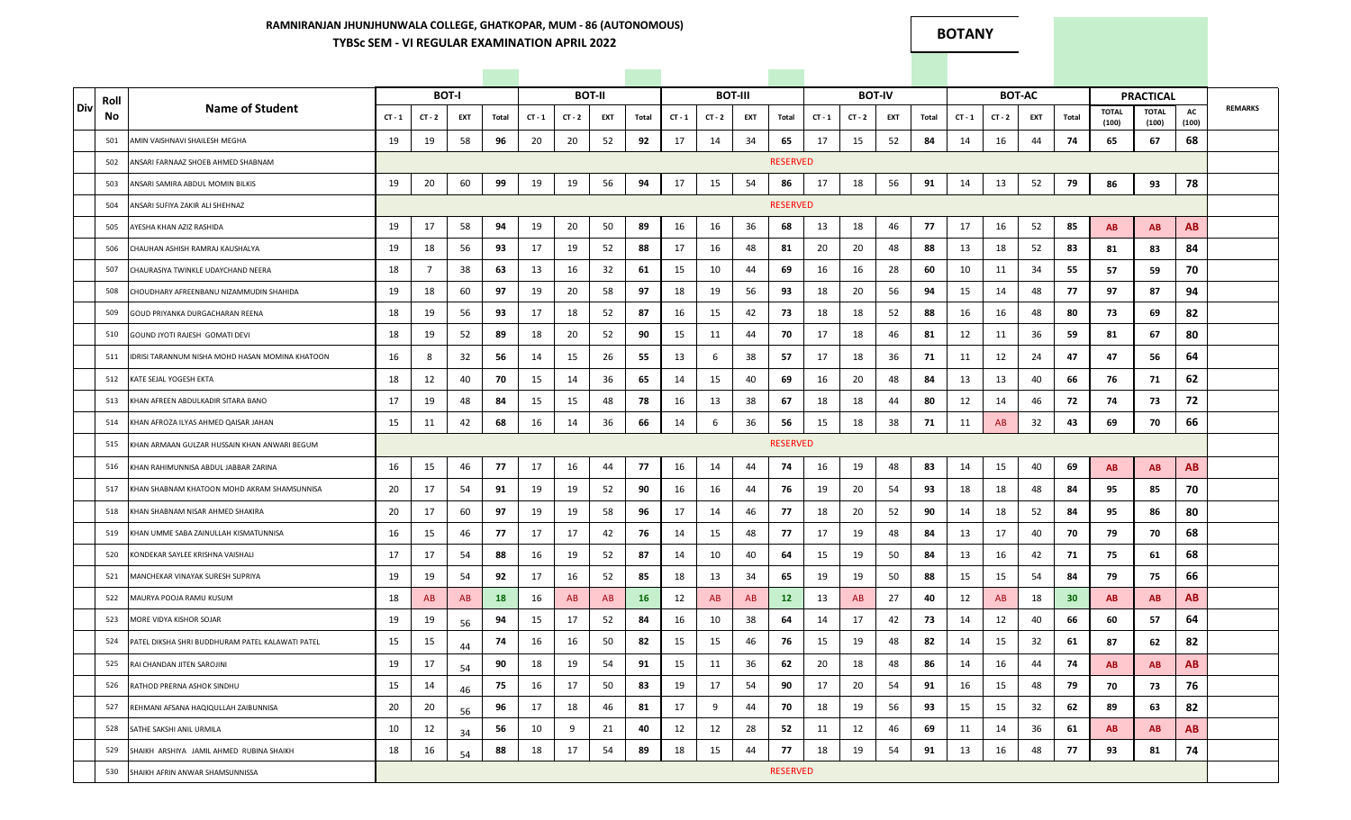## RAMNIRANJAN JHUNJHUNWALA COLLEGE, GHATKOPAR, MUM - 86 (AUTONOMOUS)

### TYBSc SEM - VI REGULAR EXAMINATION APRIL 2022

**BOTANY**

| Div | Roll No | Name of Student | BOT-I | | | | BOT-II | | | | BOT-III | | | | BOT-IV | | | | BOT-AC | | | | PRACTICAL | | | REMARKS |
|---|---|---|---|---|---|---|---|---|---|---|---|---|---|---|---|---|---|---|---|---|---|---|---|---|---|---|
| | | | CT - 1 | CT - 2 | EXT | Total | CT - 1 | CT - 2 | EXT | Total | CT - 1 | CT - 2 | EXT | Total | CT - 1 | CT - 2 | EXT | Total | CT - 1 | CT - 2 | EXT | Total | TOTAL (100) | TOTAL (100) | AC (100) | |
| | 501 | AMIN VAISHNAVI SHAILESH MEGHA | 19 | 19 | 58 | 96 | 20 | 20 | 52 | 92 | 17 | 14 | 34 | 65 | 17 | 15 | 52 | 84 | 14 | 16 | 44 | 74 | 65 | 67 | 68 | |
| | 502 | ANSARI FARNAAZ SHOEB AHMED SHABNAM | RESERVED | | | | | | | | | | | | | | | | | | | | | | | |
| | 503 | ANSARI SAMIRA ABDUL MOMIN BILKIS | 19 | 20 | 60 | 99 | 19 | 19 | 56 | 94 | 17 | 15 | 54 | 86 | 17 | 18 | 56 | 91 | 14 | 13 | 52 | 79 | 86 | 93 | 78 | |
| | 504 | ANSARI SUFIYA ZAKIR ALI SHEHNAZ | RESERVED | | | | | | | | | | | | | | | | | | | | | | | |
| | 505 | AYESHA KHAN AZIZ RASHIDA | 19 | 17 | 58 | 94 | 19 | 20 | 50 | 89 | 16 | 16 | 36 | 68 | 13 | 18 | 46 | 77 | 17 | 16 | 52 | 85 | AB | AB | AB | |
| | 506 | CHAUHAN ASHISH RAMRAJ KAUSHALYA | 19 | 18 | 56 | 93 | 17 | 19 | 52 | 88 | 17 | 16 | 48 | 81 | 20 | 20 | 48 | 88 | 13 | 18 | 52 | 83 | 81 | 83 | 84 | |
| | 507 | CHAURASIYA TWINKLE UDAYCHAND NEERA | 18 | 7 | 38 | 63 | 13 | 16 | 32 | 61 | 15 | 10 | 44 | 69 | 16 | 16 | 28 | 60 | 10 | 11 | 34 | 55 | 57 | 59 | 70 | |
| | 508 | CHOUDHARY AFREENBANU NIZAMMUDIN SHAHIDA | 19 | 18 | 60 | 97 | 19 | 20 | 58 | 97 | 18 | 19 | 56 | 93 | 18 | 20 | 56 | 94 | 15 | 14 | 48 | 77 | 97 | 87 | 94 | |
| | 509 | GOUD PRIYANKA DURGACHARAN REENA | 18 | 19 | 56 | 93 | 17 | 18 | 52 | 87 | 16 | 15 | 42 | 73 | 18 | 18 | 52 | 88 | 16 | 16 | 48 | 80 | 73 | 69 | 82 | |
| | 510 | GOUND JYOTI RAJESH GOMATI DEVI | 18 | 19 | 52 | 89 | 18 | 20 | 52 | 90 | 15 | 11 | 44 | 70 | 17 | 18 | 46 | 81 | 12 | 11 | 36 | 59 | 81 | 67 | 80 | |
| | 511 | IDRISI TARANNUM NISHA MOHD HASAN MOMINA KHATOON | 16 | 8 | 32 | 56 | 14 | 15 | 26 | 55 | 13 | 6 | 38 | 57 | 17 | 18 | 36 | 71 | 11 | 12 | 24 | 47 | 47 | 56 | 64 | |
| | 512 | KATE SEJAL YOGESH EKTA | 18 | 12 | 40 | 70 | 15 | 14 | 36 | 65 | 14 | 15 | 40 | 69 | 16 | 20 | 48 | 84 | 13 | 13 | 40 | 66 | 76 | 71 | 62 | |
| | 513 | KHAN AFREEN ABDULKADIR SITARA BANO | 17 | 19 | 48 | 84 | 15 | 15 | 48 | 78 | 16 | 13 | 38 | 67 | 18 | 18 | 44 | 80 | 12 | 14 | 46 | 72 | 74 | 73 | 72 | |
| | 514 | KHAN AFROZA ILYAS AHMED QAISAR JAHAN | 15 | 11 | 42 | 68 | 16 | 14 | 36 | 66 | 14 | 6 | 36 | 56 | 15 | 18 | 38 | 71 | 11 | AB | 32 | 43 | 69 | 70 | 66 | |
| | 515 | KHAN ARMAAN GULZAR HUSSAIN KHAN ANWARI BEGUM | RESERVED | | | | | | | | | | | | | | | | | | | | | | | |
| | 516 | KHAN RAHIMUNNISA ABDUL JABBAR ZARINA | 16 | 15 | 46 | 77 | 17 | 16 | 44 | 77 | 16 | 14 | 44 | 74 | 16 | 19 | 48 | 83 | 14 | 15 | 40 | 69 | AB | AB | AB | |
| | 517 | KHAN SHABNAM KHATOON MOHD AKRAM SHAMSUNNISA | 20 | 17 | 54 | 91 | 19 | 19 | 52 | 90 | 16 | 16 | 44 | 76 | 19 | 20 | 54 | 93 | 18 | 18 | 48 | 84 | 95 | 85 | 70 | |
| | 518 | KHAN SHABNAM NISAR AHMED SHAKIRA | 20 | 17 | 60 | 97 | 19 | 19 | 58 | 96 | 17 | 14 | 46 | 77 | 18 | 20 | 52 | 90 | 14 | 18 | 52 | 84 | 95 | 86 | 80 | |
| | 519 | KHAN UMME SABA ZAINULLAH KISMATUNNISA | 16 | 15 | 46 | 77 | 17 | 17 | 42 | 76 | 14 | 15 | 48 | 77 | 17 | 19 | 48 | 84 | 13 | 17 | 40 | 70 | 79 | 70 | 68 | |
| | 520 | KONDEKAR SAYLEE KRISHNA VAISHALI | 17 | 17 | 54 | 88 | 16 | 19 | 52 | 87 | 14 | 10 | 40 | 64 | 15 | 19 | 50 | 84 | 13 | 16 | 42 | 71 | 75 | 61 | 68 | |
| | 521 | MANCHEKAR VINAYAK SURESH SUPRIYA | 19 | 19 | 54 | 92 | 17 | 16 | 52 | 85 | 18 | 13 | 34 | 65 | 19 | 19 | 50 | 88 | 15 | 15 | 54 | 84 | 79 | 75 | 66 | |
| | 522 | MAURYA POOJA RAMU KUSUM | 18 | AB | AB | 18 | 16 | AB | AB | 16 | 12 | AB | AB | 12 | 13 | AB | 27 | 40 | 12 | AB | 18 | 30 | AB | AB | AB | |
| | 523 | MORE VIDYA KISHOR SOJAR | 19 | 19 | 56 | 94 | 15 | 17 | 52 | 84 | 16 | 10 | 38 | 64 | 14 | 17 | 42 | 73 | 14 | 12 | 40 | 66 | 60 | 57 | 64 | |
| | 524 | PATEL DIKSHA SHRI BUDDHURAM PATEL KALAWATI PATEL | 15 | 15 | 44 | 74 | 16 | 16 | 50 | 82 | 15 | 15 | 46 | 76 | 15 | 19 | 48 | 82 | 14 | 15 | 32 | 61 | 87 | 62 | 82 | |
| | 525 | RAI CHANDAN JITEN SAROJINI | 19 | 17 | 54 | 90 | 18 | 19 | 54 | 91 | 15 | 11 | 36 | 62 | 20 | 18 | 48 | 86 | 14 | 16 | 44 | 74 | AB | AB | AB | |
| | 526 | RATHOD PRERNA ASHOK SINDHU | 15 | 14 | 46 | 75 | 16 | 17 | 50 | 83 | 19 | 17 | 54 | 90 | 17 | 20 | 54 | 91 | 16 | 15 | 48 | 79 | 70 | 73 | 76 | |
| | 527 | REHMANI AFSANA HAQIQULLAH ZAIBUNNISA | 20 | 20 | 56 | 96 | 17 | 18 | 46 | 81 | 17 | 9 | 44 | 70 | 18 | 19 | 56 | 93 | 15 | 15 | 32 | 62 | 89 | 63 | 82 | |
| | 528 | SATHE SAKSHI ANIL URMILA | 10 | 12 | 34 | 56 | 10 | 9 | 21 | 40 | 12 | 12 | 28 | 52 | 11 | 12 | 46 | 69 | 11 | 14 | 36 | 61 | AB | AB | AB | |
| | 529 | SHAIKH ARSHIYA JAMIL AHMED RUBINA SHAIKH | 18 | 16 | 54 | 88 | 18 | 17 | 54 | 89 | 18 | 15 | 44 | 77 | 18 | 19 | 54 | 91 | 13 | 16 | 48 | 77 | 93 | 81 | 74 | |
| | 530 | SHAIKH AFRIN ANWAR SHAMSUNNISSA | RESERVED | | | | | | | | | | | | | | | | | | | | | | | |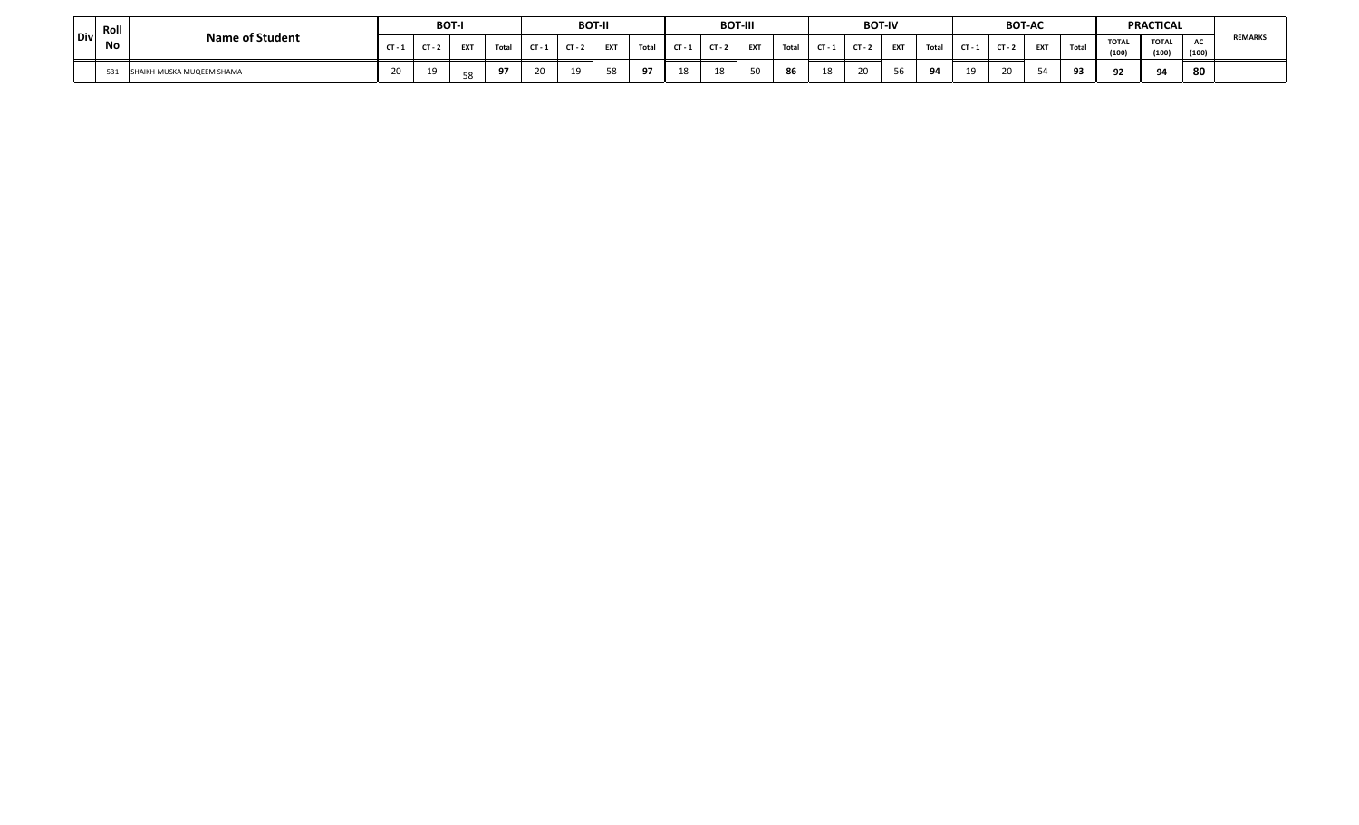| Div | Roll No | Name of Student | BOT-I | | | | BOT-II | | | | BOT-III | | | | BOT-IV | | | | BOT-AC | | | | PRACTICAL | | | REMARKS |
|---|---|---|---|---|---|---|---|---|---|---|---|---|---|---|---|---|---|---|---|---|---|---|---|---|---|---|
| | | | CT - 1 | CT - 2 | EXT | Total | CT - 1 | CT - 2 | EXT | Total | CT - 1 | CT - 2 | EXT | Total | CT - 1 | CT - 2 | EXT | Total | CT - 1 | CT - 2 | EXT | Total | TOTAL (100) | TOTAL (100) | AC (100) | |
| | 531 | SHAIKH MUSKA MUQEEM SHAMA | 20 | 19 | 58 | **97** | 20 | 19 | 58 | **97** | 18 | 18 | 50 | **86** | 18 | 20 | 56 | **94** | 19 | 20 | 54 | **93** | **92** | **94** | **80** | |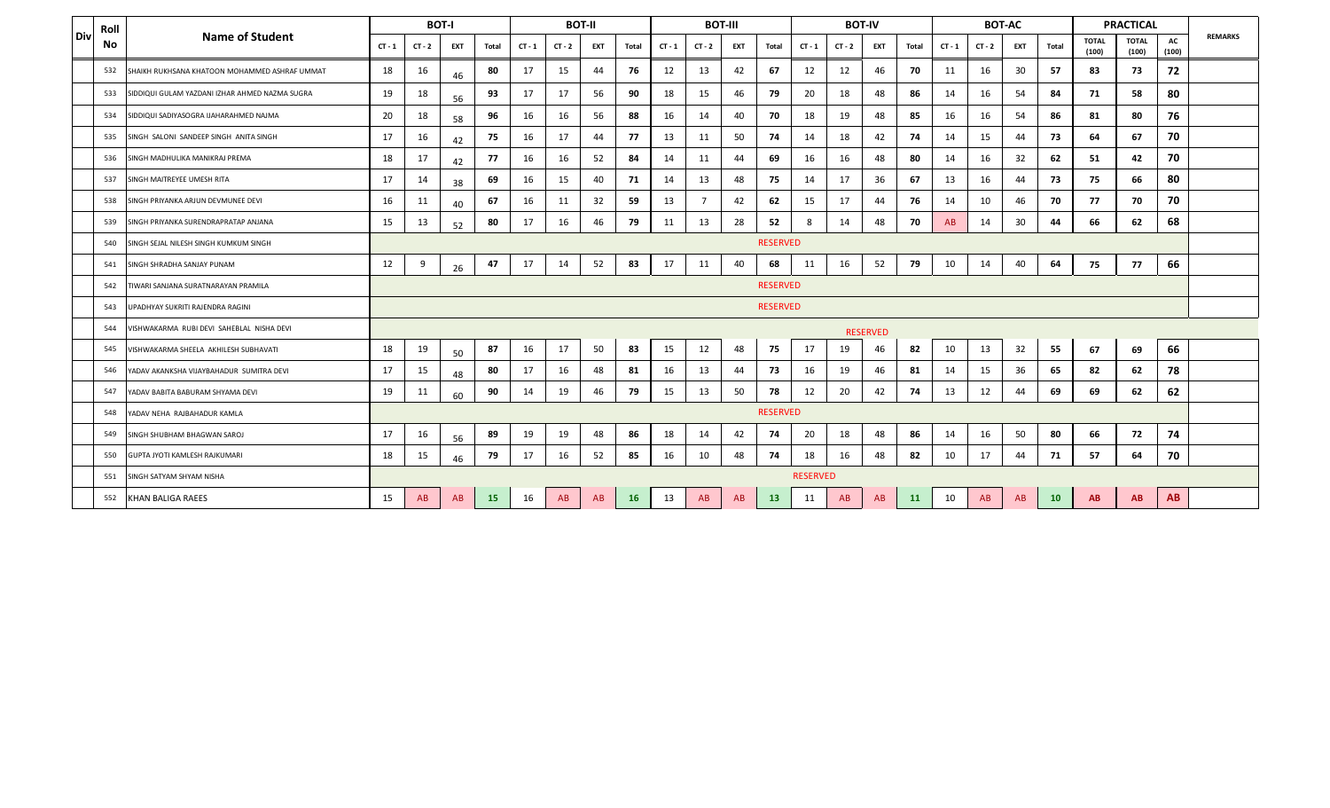| Div | Roll No | Name of Student | BOT-I | | | | BOT-II | | | | BOT-III | | | | BOT-IV | | | | BOT-AC | | | | PRACTICAL | | | REMARKS |
|---|---|---|---|---|---|---|---|---|---|---|---|---|---|---|---|---|---|---|---|---|---|---|---|---|---|---|
| | | | CT - 1 | CT - 2 | EXT | Total | CT - 1 | CT - 2 | EXT | Total | CT - 1 | CT - 2 | EXT | Total | CT - 1 | CT - 2 | EXT | Total | CT - 1 | CT - 2 | EXT | Total | TOTAL (100) | TOTAL (100) | AC (100) | |
| | 532 | SHAIKH RUKHSANA KHATOON MOHAMMED ASHRAF UMMAT | 18 | 16 | 46 | 80 | 17 | 15 | 44 | 76 | 12 | 13 | 42 | 67 | 12 | 12 | 46 | 70 | 11 | 16 | 30 | 57 | 83 | 73 | 72 | |
| | 533 | SIDDIQUI GULAM YAZDANI IZHAR AHMED NAZMA SUGRA | 19 | 18 | 56 | 93 | 17 | 17 | 56 | 90 | 18 | 15 | 46 | 79 | 20 | 18 | 48 | 86 | 14 | 16 | 54 | 84 | 71 | 58 | 80 | |
| | 534 | SIDDIQUI SADIYASOGRA IJAHARAHMED NAJMA | 20 | 18 | 58 | 96 | 16 | 16 | 56 | 88 | 16 | 14 | 40 | 70 | 18 | 19 | 48 | 85 | 16 | 16 | 54 | 86 | 81 | 80 | 76 | |
| | 535 | SINGH SALONI SANDEEP SINGH ANITA SINGH | 17 | 16 | 42 | 75 | 16 | 17 | 44 | 77 | 13 | 11 | 50 | 74 | 14 | 18 | 42 | 74 | 14 | 15 | 44 | 73 | 64 | 67 | 70 | |
| | 536 | SINGH MADHULIKA MANIKRAJ PREMA | 18 | 17 | 42 | 77 | 16 | 16 | 52 | 84 | 14 | 11 | 44 | 69 | 16 | 16 | 48 | 80 | 14 | 16 | 32 | 62 | 51 | 42 | 70 | |
| | 537 | SINGH MAITREYEE UMESH RITA | 17 | 14 | 38 | 69 | 16 | 15 | 40 | 71 | 14 | 13 | 48 | 75 | 14 | 17 | 36 | 67 | 13 | 16 | 44 | 73 | 75 | 66 | 80 | |
| | 538 | SINGH PRIYANKA ARJUN DEVMUNEE DEVI | 16 | 11 | 40 | 67 | 16 | 11 | 32 | 59 | 13 | 7 | 42 | 62 | 15 | 17 | 44 | 76 | 14 | 10 | 46 | 70 | 77 | 70 | 70 | |
| | 539 | SINGH PRIYANKA SURENDRAPRATAP ANJANA | 15 | 13 | 52 | 80 | 17 | 16 | 46 | 79 | 11 | 13 | 28 | 52 | 8 | 14 | 48 | 70 | AB | 14 | 30 | 44 | 66 | 62 | 68 | |
| | 540 | SINGH SEJAL NILESH SINGH KUMKUM SINGH | RESERVED | | | | | | | | | | | | | | | | | | | | | | | |
| | 541 | SINGH SHRADHA SANJAY PUNAM | 12 | 9 | 26 | 47 | 17 | 14 | 52 | 83 | 17 | 11 | 40 | 68 | 11 | 16 | 52 | 79 | 10 | 14 | 40 | 64 | 75 | 77 | 66 | |
| | 542 | TIWARI SANJANA SURATNARAYAN PRAMILA | RESERVED | | | | | | | | | | | | | | | | | | | | | | | |
| | 543 | UPADHYAY SUKRITI RAJENDRA RAGINI | RESERVED | | | | | | | | | | | | | | | | | | | | | | | |
| | 544 | VISHWAKARMA RUBI DEVI SAHEBLAL NISHA DEVI | RESERVED | | | | | | | | | | | | | | | | | | | | | | | |
| | 545 | VISHWAKARMA SHEELA AKHILESH SUBHAVATI | 18 | 19 | 50 | 87 | 16 | 17 | 50 | 83 | 15 | 12 | 48 | 75 | 17 | 19 | 46 | 82 | 10 | 13 | 32 | 55 | 67 | 69 | 66 | |
| | 546 | YADAV AKANKSHA VIJAYBAHADUR SUMITRA DEVI | 17 | 15 | 48 | 80 | 17 | 16 | 48 | 81 | 16 | 13 | 44 | 73 | 16 | 19 | 46 | 81 | 14 | 15 | 36 | 65 | 82 | 62 | 78 | |
| | 547 | YADAV BABITA BABURAM SHYAMA DEVI | 19 | 11 | 60 | 90 | 14 | 19 | 46 | 79 | 15 | 13 | 50 | 78 | 12 | 20 | 42 | 74 | 13 | 12 | 44 | 69 | 69 | 62 | 62 | |
| | 548 | YADAV NEHA RAJBAHADUR KAMLA | RESERVED | | | | | | | | | | | | | | | | | | | | | | | |
| | 549 | SINGH SHUBHAM BHAGWAN SAROJ | 17 | 16 | 56 | 89 | 19 | 19 | 48 | 86 | 18 | 14 | 42 | 74 | 20 | 18 | 48 | 86 | 14 | 16 | 50 | 80 | 66 | 72 | 74 | |
| | 550 | GUPTA JYOTI KAMLESH RAJKUMARI | 18 | 15 | 46 | 79 | 17 | 16 | 52 | 85 | 16 | 10 | 48 | 74 | 18 | 16 | 48 | 82 | 10 | 17 | 44 | 71 | 57 | 64 | 70 | |
| | 551 | SINGH SATYAM SHYAM NISHA | RESERVED | | | | | | | | | | | | | | | | | | | | | | | |
| | 552 | KHAN BALIGA RAEES | 15 | AB | AB | 15 | 16 | AB | AB | 16 | 13 | AB | AB | 13 | 11 | AB | AB | 11 | 10 | AB | AB | 10 | AB | AB | AB | |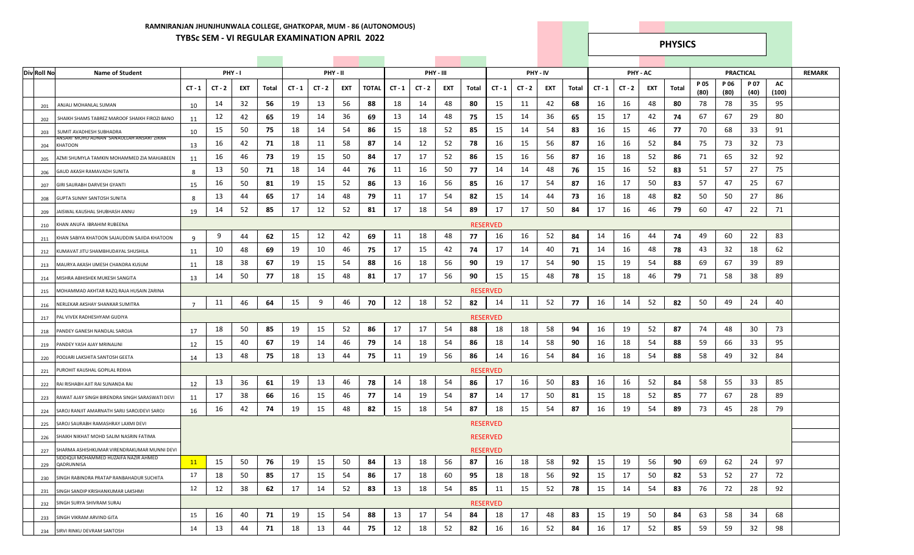**RAMNIRANJAN JHUNJHUNWALA COLLEGE, GHATKOPAR, MUM - 86 (AUTONOMOUS)**

**TYBSc SEM - VI REGULAR EXAMINATION APRIL 2022**

**PHYSICS**

| Div Roll No | Name of Student | PHY - I | | | | PHY - II | | | | PHY - III | | | | PHY - IV | | | | PHY - AC | | | | PRACTICAL | | | | REMARK |
|---|---|---|---|---|---|---|---|---|---|---|---|---|---|---|---|---|---|---|---|---|---|---|---|---|---|---|
| | | CT - 1 | CT - 2 | EXT | Total | CT - 1 | CT - 2 | EXT | TOTAL | CT - 1 | CT - 2 | EXT | Total | CT - 1 | CT - 2 | EXT | Total | CT - 1 | CT - 2 | EXT | Total | P 05 (80) | P 06 (80) | P 07 (40) | AC (100) | |
| 201 | ANJALI MOHANLAL SUMAN | 10 | 14 | 32 | 56 | 19 | 13 | 56 | 88 | 18 | 14 | 48 | 80 | 15 | 11 | 42 | 68 | 16 | 16 | 48 | 80 | 78 | 78 | 35 | 95 | |
| 202 | SHAIKH SHAMS TABREZ MAROOF SHAIKH FIROZI BANO | 11 | 12 | 42 | 65 | 19 | 14 | 36 | 69 | 13 | 14 | 48 | 75 | 15 | 14 | 36 | 65 | 15 | 17 | 42 | 74 | 67 | 67 | 29 | 80 | |
| 203 | SUMIT AVADHESH SUBHADRA | 10 | 15 | 50 | 75 | 18 | 14 | 54 | 86 | 15 | 18 | 52 | 85 | 15 | 14 | 54 | 83 | 16 | 15 | 46 | 77 | 70 | 68 | 33 | 91 | |
| 204 | ANSARI MOHD ADNAN SANAULLAH ANSARI ZIKRA KHATOON | 13 | 16 | 42 | 71 | 18 | 11 | 58 | 87 | 14 | 12 | 52 | 78 | 16 | 15 | 56 | 87 | 16 | 16 | 52 | 84 | 75 | 73 | 32 | 73 | |
| 205 | AZMI SHUMYLA TAMKIN MOHAMMED ZIA MAHJABEEN | 11 | 16 | 46 | 73 | 19 | 15 | 50 | 84 | 17 | 17 | 52 | 86 | 15 | 16 | 56 | 87 | 16 | 18 | 52 | 86 | 71 | 65 | 32 | 92 | |
| 206 | GAUD AKASH RAMAVADH SUNITA | 8 | 13 | 50 | 71 | 18 | 14 | 44 | 76 | 11 | 16 | 50 | 77 | 14 | 14 | 48 | 76 | 15 | 16 | 52 | 83 | 51 | 57 | 27 | 75 | |
| 207 | GIRI SAURABH DARVESH GYANTI | 15 | 16 | 50 | 81 | 19 | 15 | 52 | 86 | 13 | 16 | 56 | 85 | 16 | 17 | 54 | 87 | 16 | 17 | 50 | 83 | 57 | 47 | 25 | 67 | |
| 208 | GUPTA SUNNY SANTOSH SUNITA | 8 | 13 | 44 | 65 | 17 | 14 | 48 | 79 | 11 | 17 | 54 | 82 | 15 | 14 | 44 | 73 | 16 | 18 | 48 | 82 | 50 | 50 | 27 | 86 | |
| 209 | JAISWAL KAUSHAL SHUBHASH ANNU | 19 | 14 | 52 | 85 | 17 | 12 | 52 | 81 | 17 | 18 | 54 | 89 | 17 | 17 | 50 | 84 | 17 | 16 | 46 | 79 | 60 | 47 | 22 | 71 | |
| 210 | KHAN ANUFA IBRAHIM RUBEENA | RESERVED | | | | | | | | | | | | | | | | | | | | | | | | |
| 211 | KHAN SABIYA KHATOON SAJAUDDIN SAJIDA KHATOON | 9 | 9 | 44 | 62 | 15 | 12 | 42 | 69 | 11 | 18 | 48 | 77 | 16 | 16 | 52 | 84 | 14 | 16 | 44 | 74 | 49 | 60 | 22 | 83 | |
| 212 | KUMAVAT JITU SHAMBHUDAYAL SHUSHILA | 11 | 10 | 48 | 69 | 19 | 10 | 46 | 75 | 17 | 15 | 42 | 74 | 17 | 14 | 40 | 71 | 14 | 16 | 48 | 78 | 43 | 32 | 18 | 62 | |
| 213 | MAURYA AKASH UMESH CHANDRA KUSUM | 11 | 18 | 38 | 67 | 19 | 15 | 54 | 88 | 16 | 18 | 56 | 90 | 19 | 17 | 54 | 90 | 15 | 19 | 54 | 88 | 69 | 67 | 39 | 89 | |
| 214 | MISHRA ABHISHEK MUKESH SANGITA | 13 | 14 | 50 | 77 | 18 | 15 | 48 | 81 | 17 | 17 | 56 | 90 | 15 | 15 | 48 | 78 | 15 | 18 | 46 | 79 | 71 | 58 | 38 | 89 | |
| 215 | MOHAMMAD AKHTAR RAZQ RAJA HUSAIN ZARINA | RESERVED | | | | | | | | | | | | | | | | | | | | | | | | |
| 216 | NERLEKAR AKSHAY SHANKAR SUMITRA | 7 | 11 | 46 | 64 | 15 | 9 | 46 | 70 | 12 | 18 | 52 | 82 | 14 | 11 | 52 | 77 | 16 | 14 | 52 | 82 | 50 | 49 | 24 | 40 | |
| 217 | PAL VIVEK RADHESHYAM GUDIYA | RESERVED | | | | | | | | | | | | | | | | | | | | | | | | |
| 218 | PANDEY GANESH NANDLAL SAROJA | 17 | 18 | 50 | 85 | 19 | 15 | 52 | 86 | 17 | 17 | 54 | 88 | 18 | 18 | 58 | 94 | 16 | 19 | 52 | 87 | 74 | 48 | 30 | 73 | |
| 219 | PANDEY YASH AJAY MRINALINI | 12 | 15 | 40 | 67 | 19 | 14 | 46 | 79 | 14 | 18 | 54 | 86 | 18 | 14 | 58 | 90 | 16 | 18 | 54 | 88 | 59 | 66 | 33 | 95 | |
| 220 | POOJARI LAKSHITA SANTOSH GEETA | 14 | 13 | 48 | 75 | 18 | 13 | 44 | 75 | 11 | 19 | 56 | 86 | 14 | 16 | 54 | 84 | 16 | 18 | 54 | 88 | 58 | 49 | 32 | 84 | |
| 221 | PUROHIT KAUSHAL GOPILAL REKHA | RESERVED | | | | | | | | | | | | | | | | | | | | | | | | |
| 222 | RAI RISHABH AJIT RAI SUNANDA RAI | 12 | 13 | 36 | 61 | 19 | 13 | 46 | 78 | 14 | 18 | 54 | 86 | 17 | 16 | 50 | 83 | 16 | 16 | 52 | 84 | 58 | 55 | 33 | 85 | |
| 223 | RAWAT AJAY SINGH BIRENDRA SINGH SARASWATI DEVI | 11 | 17 | 38 | 66 | 16 | 15 | 46 | 77 | 14 | 19 | 54 | 87 | 14 | 17 | 50 | 81 | 15 | 18 | 52 | 85 | 77 | 67 | 28 | 89 | |
| 224 | SAROJ RANJIT AMARNATH SARIJ SAROJDEVI SAROJ | 16 | 16 | 42 | 74 | 19 | 15 | 48 | 82 | 15 | 18 | 54 | 87 | 18 | 15 | 54 | 87 | 16 | 19 | 54 | 89 | 73 | 45 | 28 | 79 | |
| 225 | SAROJ SAURABH RAMASHRAY LAXMI DEVI | RESERVED | | | | | | | | | | | | | | | | | | | | | | | | |
| 226 | SHAIKH NIKHAT MOHD SALIM NASRIN FATIMA | RESERVED | | | | | | | | | | | | | | | | | | | | | | | | |
| 227 | SHARMA ASHISHKUMAR VIRENDRAKUMAR MUNNI DEVI | RESERVED | | | | | | | | | | | | | | | | | | | | | | | | |
| 229 | SIDDIQUI MOHAMMED HUZAIFA NAZIR AHMED QADRUNNISA | 11 | 15 | 50 | 76 | 19 | 15 | 50 | 84 | 13 | 18 | 56 | 87 | 16 | 18 | 58 | 92 | 15 | 19 | 56 | 90 | 69 | 62 | 24 | 97 | |
| 230 | SINGH RABINDRA PRATAP RANBAHADUR SUCHITA | 17 | 18 | 50 | 85 | 17 | 15 | 54 | 86 | 17 | 18 | 60 | 95 | 18 | 18 | 56 | 92 | 15 | 17 | 50 | 82 | 53 | 52 | 27 | 72 | |
| 231 | SINGH SANDIP KRISHANKUMAR LAKSHMI | 12 | 12 | 38 | 62 | 17 | 14 | 52 | 83 | 13 | 18 | 54 | 85 | 11 | 15 | 52 | 78 | 15 | 14 | 54 | 83 | 76 | 72 | 28 | 92 | |
| 232 | SINGH SURYA SHIVRAM SURAJ | RESERVED | | | | | | | | | | | | | | | | | | | | | | | | |
| 233 | SINGH VIKRAM ARVIND GITA | 15 | 16 | 40 | 71 | 19 | 15 | 54 | 88 | 13 | 17 | 54 | 84 | 18 | 17 | 48 | 83 | 15 | 19 | 50 | 84 | 63 | 58 | 34 | 68 | |
| 234 | SIRVI RINKU DEVRAM SANTOSH | 14 | 13 | 44 | 71 | 18 | 13 | 44 | 75 | 12 | 18 | 52 | 82 | 16 | 16 | 52 | 84 | 16 | 17 | 52 | 85 | 59 | 59 | 32 | 98 | |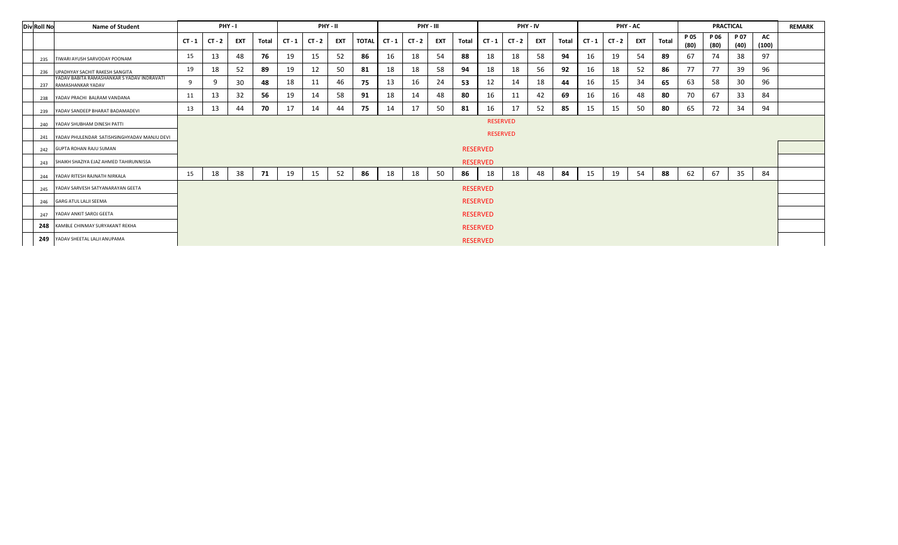| Div | Roll No | Name of Student | PHY - I | | | | PHY - II | | | | PHY - III | | | | PHY - IV | | | | PHY - AC | | | | PRACTICAL | | | | REMARK |
|---|---|---|---|---|---|---|---|---|---|---|---|---|---|---|---|---|---|---|---|---|---|---|---|---|---|---|---|
| | | | CT - 1 | CT - 2 | EXT | Total | CT - 1 | CT - 2 | EXT | TOTAL | CT - 1 | CT - 2 | EXT | Total | CT - 1 | CT - 2 | EXT | Total | CT - 1 | CT - 2 | EXT | Total | P 05 (80) | P 06 (80) | P 07 (40) | AC (100) | |
| | 235 | TIWARI AYUSH SARVODAY POONAM | 15 | 13 | 48 | **76** | 19 | 15 | 52 | **86** | 16 | 18 | 54 | **88** | 18 | 18 | 58 | **94** | 16 | 19 | 54 | **89** | 67 | 74 | 38 | 97 | |
| | 236 | UPADHYAY SACHIT RAKESH SANGITA | 19 | 18 | 52 | **89** | 19 | 12 | 50 | **81** | 18 | 18 | 58 | **94** | 18 | 18 | 56 | **92** | 16 | 18 | 52 | **86** | 77 | 77 | 39 | 96 | |
| | 237 | YADAV BABITA RAMASHANKAR S YADAV INDRAVATI RAMASHANKAR YADAV | 9 | 9 | 30 | **48** | 18 | 11 | 46 | **75** | 13 | 16 | 24 | **53** | 12 | 14 | 18 | **44** | 16 | 15 | 34 | **65** | 63 | 58 | 30 | 96 | |
| | 238 | YADAV PRACHI BALRAM VANDANA | 11 | 13 | 32 | **56** | 19 | 14 | 58 | **91** | 18 | 14 | 48 | **80** | 16 | 11 | 42 | **69** | 16 | 16 | 48 | **80** | 70 | 67 | 33 | 84 | |
| | 239 | YADAV SANDEEP BHARAT BADAMADEVI | 13 | 13 | 44 | **70** | 17 | 14 | 44 | **75** | 14 | 17 | 50 | **81** | 16 | 17 | 52 | **85** | 15 | 15 | 50 | **80** | 65 | 72 | 34 | 94 | |
| | 240 | YADAV SHUBHAM DINESH PATTI | RESERVED | | | | | | | | | | | | | | | | | | | | | | | | |
| | 241 | YADAV PHULENDAR SATISHSINGHYADAV MANJU DEVI | RESERVED | | | | | | | | | | | | | | | | | | | | | | | | |
| | 242 | GUPTA ROHAN RAJU SUMAN | RESERVED | | | | | | | | | | | | | | | | | | | | | | | | |
| | 243 | SHAIKH SHAZIYA EJAZ AHMED TAHIRUNNISSA | RESERVED | | | | | | | | | | | | | | | | | | | | | | | | |
| | 244 | YADAV RITESH RAJNATH NIRKALA | 15 | 18 | 38 | **71** | 19 | 15 | 52 | **86** | 18 | 18 | 50 | **86** | 18 | 18 | 48 | **84** | 15 | 19 | 54 | **88** | 62 | 67 | 35 | 84 | |
| | 245 | YADAV SARVESH SATYANARAYAN GEETA | RESERVED | | | | | | | | | | | | | | | | | | | | | | | | |
| | 246 | GARG ATUL LALJI SEEMA | RESERVED | | | | | | | | | | | | | | | | | | | | | | | | |
| | 247 | YADAV ANKIT SAROJ GEETA | RESERVED | | | | | | | | | | | | | | | | | | | | | | | | |
| | **248** | KAMBLE CHINMAY SURYAKANT REKHA | RESERVED | | | | | | | | | | | | | | | | | | | | | | | | |
| | **249** | YADAV SHEETAL LALJI ANUPAMA | RESERVED | | | | | | | | | | | | | | | | | | | | | | | | |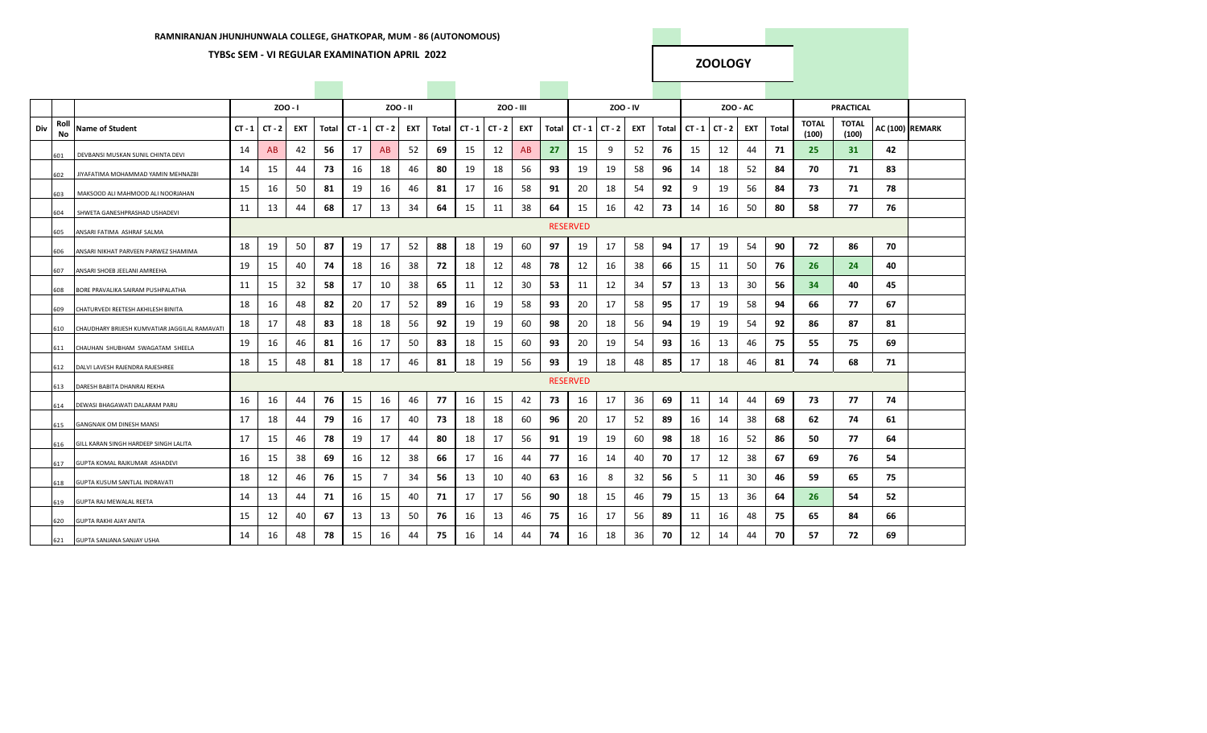RAMNIRANJAN JHUNJHUNWALA COLLEGE, GHATKOPAR, MUM - 86 (AUTONOMOUS)

TYBSc SEM - VI REGULAR EXAMINATION APRIL 2022

**ZOOLOGY**

| | | | ZOO - I | | | | ZOO - II | | | | ZOO - III | | | | ZOO - IV | | | | ZOO - AC | | | | PRACTICAL | | | |
|---|---|---|---|---|---|---|---|---|---|---|---|---|---|---|---|---|---|---|---|---|---|---|---|---|---|---|
| Div | Roll No | Name of Student | CT - 1 | CT - 2 | EXT | Total | CT - 1 | CT - 2 | EXT | Total | CT - 1 | CT - 2 | EXT | Total | CT - 1 | CT - 2 | EXT | Total | CT - 1 | CT - 2 | EXT | Total | TOTAL (100) | TOTAL (100) | AC (100) | REMARK |
| | 601 | DEVBANSI MUSKAN SUNIL CHINTA DEVI | 14 | AB | 42 | 56 | 17 | AB | 52 | 69 | 15 | 12 | AB | 27 | 15 | 9 | 52 | 76 | 15 | 12 | 44 | 71 | 25 | 31 | 42 | |
| | 602 | JIYAFATIMA MOHAMMAD YAMIN MEHNAZBI | 14 | 15 | 44 | 73 | 16 | 18 | 46 | 80 | 19 | 18 | 56 | 93 | 19 | 19 | 58 | 96 | 14 | 18 | 52 | 84 | 70 | 71 | 83 | |
| | 603 | MAKSOOD ALI MAHMOOD ALI NOORJAHAN | 15 | 16 | 50 | 81 | 19 | 16 | 46 | 81 | 17 | 16 | 58 | 91 | 20 | 18 | 54 | 92 | 9 | 19 | 56 | 84 | 73 | 71 | 78 | |
| | 604 | SHWETA GANESHPRASHAD USHADEVI | 11 | 13 | 44 | 68 | 17 | 13 | 34 | 64 | 15 | 11 | 38 | 64 | 15 | 16 | 42 | 73 | 14 | 16 | 50 | 80 | 58 | 77 | 76 | |
| | 605 | ANSARI FATIMA ASHRAF SALMA | RESERVED | | | | | | | | | | | | | | | | | | | | | | | |
| | 606 | ANSARI NIKHAT PARVEEN PARWEZ SHAMIMA | 18 | 19 | 50 | 87 | 19 | 17 | 52 | 88 | 18 | 19 | 60 | 97 | 19 | 17 | 58 | 94 | 17 | 19 | 54 | 90 | 72 | 86 | 70 | |
| | 607 | ANSARI SHOEB JEELANI AMREEHA | 19 | 15 | 40 | 74 | 18 | 16 | 38 | 72 | 18 | 12 | 48 | 78 | 12 | 16 | 38 | 66 | 15 | 11 | 50 | 76 | 26 | 24 | 40 | |
| | 608 | BORE PRAVALIKA SAIRAM PUSHPALATHA | 11 | 15 | 32 | 58 | 17 | 10 | 38 | 65 | 11 | 12 | 30 | 53 | 11 | 12 | 34 | 57 | 13 | 13 | 30 | 56 | 34 | 40 | 45 | |
| | 609 | CHATURVEDI REETESH AKHILESH BINITA | 18 | 16 | 48 | 82 | 20 | 17 | 52 | 89 | 16 | 19 | 58 | 93 | 20 | 17 | 58 | 95 | 17 | 19 | 58 | 94 | 66 | 77 | 67 | |
| | 610 | CHAUDHARY BRIJESH KUMVATIAR JAGGILAL RAMAVATI | 18 | 17 | 48 | 83 | 18 | 18 | 56 | 92 | 19 | 19 | 60 | 98 | 20 | 18 | 56 | 94 | 19 | 19 | 54 | 92 | 86 | 87 | 81 | |
| | 611 | CHAUHAN SHUBHAM SWAGATAM SHEELA | 19 | 16 | 46 | 81 | 16 | 17 | 50 | 83 | 18 | 15 | 60 | 93 | 20 | 19 | 54 | 93 | 16 | 13 | 46 | 75 | 55 | 75 | 69 | |
| | 612 | DALVI LAVESH RAJENDRA RAJESHREE | 18 | 15 | 48 | 81 | 18 | 17 | 46 | 81 | 18 | 19 | 56 | 93 | 19 | 18 | 48 | 85 | 17 | 18 | 46 | 81 | 74 | 68 | 71 | |
| | 613 | DARESH BABITA DHANRAJ REKHA | RESERVED | | | | | | | | | | | | | | | | | | | | | | | |
| | 614 | DEWASI BHAGAWATI DALARAM PARU | 16 | 16 | 44 | 76 | 15 | 16 | 46 | 77 | 16 | 15 | 42 | 73 | 16 | 17 | 36 | 69 | 11 | 14 | 44 | 69 | 73 | 77 | 74 | |
| | 615 | GANGNAIK OM DINESH MANSI | 17 | 18 | 44 | 79 | 16 | 17 | 40 | 73 | 18 | 18 | 60 | 96 | 20 | 17 | 52 | 89 | 16 | 14 | 38 | 68 | 62 | 74 | 61 | |
| | 616 | GILL KARAN SINGH HARDEEP SINGH LALITA | 17 | 15 | 46 | 78 | 19 | 17 | 44 | 80 | 18 | 17 | 56 | 91 | 19 | 19 | 60 | 98 | 18 | 16 | 52 | 86 | 50 | 77 | 64 | |
| | 617 | GUPTA KOMAL RAJKUMAR ASHADEVI | 16 | 15 | 38 | 69 | 16 | 12 | 38 | 66 | 17 | 16 | 44 | 77 | 16 | 14 | 40 | 70 | 17 | 12 | 38 | 67 | 69 | 76 | 54 | |
| | 618 | GUPTA KUSUM SANTLAL INDRAVATI | 18 | 12 | 46 | 76 | 15 | 7 | 34 | 56 | 13 | 10 | 40 | 63 | 16 | 8 | 32 | 56 | 5 | 11 | 30 | 46 | 59 | 65 | 75 | |
| | 619 | GUPTA RAJ MEWALAL REETA | 14 | 13 | 44 | 71 | 16 | 15 | 40 | 71 | 17 | 17 | 56 | 90 | 18 | 15 | 46 | 79 | 15 | 13 | 36 | 64 | 26 | 54 | 52 | |
| | 620 | GUPTA RAKHI AJAY ANITA | 15 | 12 | 40 | 67 | 13 | 13 | 50 | 76 | 16 | 13 | 46 | 75 | 16 | 17 | 56 | 89 | 11 | 16 | 48 | 75 | 65 | 84 | 66 | |
| | 621 | GUPTA SANJANA SANJAY USHA | 14 | 16 | 48 | 78 | 15 | 16 | 44 | 75 | 16 | 14 | 44 | 74 | 16 | 18 | 36 | 70 | 12 | 14 | 44 | 70 | 57 | 72 | 69 | |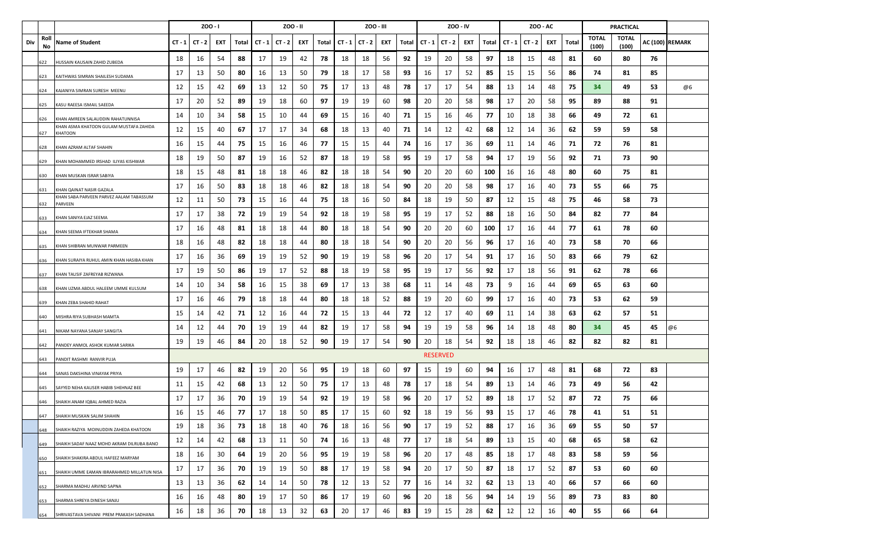| Div | Roll No | Name of Student | ZOO - I | | | | ZOO - II | | | | ZOO - III | | | | ZOO - IV | | | | ZOO - AC | | | | PRACTICAL | | | |
|---|---|---|---|---|---|---|---|---|---|---|---|---|---|---|---|---|---|---|---|---|---|---|---|---|---|---|
| | | | CT - 1 | CT - 2 | EXT | Total | CT - 1 | CT - 2 | EXT | Total | CT - 1 | CT - 2 | EXT | Total | CT - 1 | CT - 2 | EXT | Total | CT - 1 | CT - 2 | EXT | Total | TOTAL (100) | TOTAL (100) | AC (100) | REMARK |
| | 622 | HUSSAIN KAUSAIN ZAHID ZUBEDA | 18 | 16 | 54 | 88 | 17 | 19 | 42 | 78 | 18 | 18 | 56 | 92 | 19 | 20 | 58 | 97 | 18 | 15 | 48 | 81 | 60 | 80 | 76 | |
| | 623 | KAITHWAS SIMRAN SHAILESH SUDAMA | 17 | 13 | 50 | 80 | 16 | 13 | 50 | 79 | 18 | 17 | 58 | 93 | 16 | 17 | 52 | 85 | 15 | 15 | 56 | 86 | 74 | 81 | 85 | |
| | 624 | KAJANIYA SIMRAN SURESH MEENU | 12 | 15 | 42 | 69 | 13 | 12 | 50 | 75 | 17 | 13 | 48 | 78 | 17 | 17 | 54 | 88 | 13 | 14 | 48 | 75 | 34 | 49 | 53 | @6 |
| | 625 | KASU RAEESA ISMAIL SAEEDA | 17 | 20 | 52 | 89 | 19 | 18 | 60 | 97 | 19 | 19 | 60 | 98 | 20 | 20 | 58 | 98 | 17 | 20 | 58 | 95 | 89 | 88 | 91 | |
| | 626 | KHAN AMREEN SALAUDDIN RAHATUNNISA | 14 | 10 | 34 | 58 | 15 | 10 | 44 | 69 | 15 | 16 | 40 | 71 | 15 | 16 | 46 | 77 | 10 | 18 | 38 | 66 | 49 | 72 | 61 | |
| | 627 | KHAN ASMA KHATOON GULAM MUSTAFA ZAHIDA KHATOON | 12 | 15 | 40 | 67 | 17 | 17 | 34 | 68 | 18 | 13 | 40 | 71 | 14 | 12 | 42 | 68 | 12 | 14 | 36 | 62 | 59 | 59 | 58 | |
| | 628 | KHAN AZRAM ALTAF SHAHIN | 16 | 15 | 44 | 75 | 15 | 16 | 46 | 77 | 15 | 15 | 44 | 74 | 16 | 17 | 36 | 69 | 11 | 14 | 46 | 71 | 72 | 76 | 81 | |
| | 629 | KHAN MOHAMMED IRSHAD ILIYAS KISHWAR | 18 | 19 | 50 | 87 | 19 | 16 | 52 | 87 | 18 | 19 | 58 | 95 | 19 | 17 | 58 | 94 | 17 | 19 | 56 | 92 | 71 | 73 | 90 | |
| | 630 | KHAN MUSKAN ISRAR SABIYA | 18 | 15 | 48 | 81 | 18 | 18 | 46 | 82 | 18 | 18 | 54 | 90 | 20 | 20 | 60 | 100 | 16 | 16 | 48 | 80 | 60 | 75 | 81 | |
| | 631 | KHAN QAINAT NASIR GAZALA | 17 | 16 | 50 | 83 | 18 | 18 | 46 | 82 | 18 | 18 | 54 | 90 | 20 | 20 | 58 | 98 | 17 | 16 | 40 | 73 | 55 | 66 | 75 | |
| | 632 | KHAN SABA PARVEEN PARVEZ AALAM TABASSUM PARVEEN | 12 | 11 | 50 | 73 | 15 | 16 | 44 | 75 | 18 | 16 | 50 | 84 | 18 | 19 | 50 | 87 | 12 | 15 | 48 | 75 | 46 | 58 | 73 | |
| | 633 | KHAN SANIYA EJAZ SEEMA | 17 | 17 | 38 | 72 | 19 | 19 | 54 | 92 | 18 | 19 | 58 | 95 | 19 | 17 | 52 | 88 | 18 | 16 | 50 | 84 | 82 | 77 | 84 | |
| | 634 | KHAN SEEMA IFTEKHAR SHAMA | 17 | 16 | 48 | 81 | 18 | 18 | 44 | 80 | 18 | 18 | 54 | 90 | 20 | 20 | 60 | 100 | 17 | 16 | 44 | 77 | 61 | 78 | 60 | |
| | 635 | KHAN SHIBRAN MUNWAR PARMEEN | 18 | 16 | 48 | 82 | 18 | 18 | 44 | 80 | 18 | 18 | 54 | 90 | 20 | 20 | 56 | 96 | 17 | 16 | 40 | 73 | 58 | 70 | 66 | |
| | 636 | KHAN SURAIYA RUHUL AMIN KHAN HASIBA KHAN | 17 | 16 | 36 | 69 | 19 | 19 | 52 | 90 | 19 | 19 | 58 | 96 | 20 | 17 | 54 | 91 | 17 | 16 | 50 | 83 | 66 | 79 | 62 | |
| | 637 | KHAN TAUSIF ZAFREYAB RIZWANA | 17 | 19 | 50 | 86 | 19 | 17 | 52 | 88 | 18 | 19 | 58 | 95 | 19 | 17 | 56 | 92 | 17 | 18 | 56 | 91 | 62 | 78 | 66 | |
| | 638 | KHAN UZMA ABDUL HALEEM UMME KULSUM | 14 | 10 | 34 | 58 | 16 | 15 | 38 | 69 | 17 | 13 | 38 | 68 | 11 | 14 | 48 | 73 | 9 | 16 | 44 | 69 | 65 | 63 | 60 | |
| | 639 | KHAN ZEBA SHAHID RAHAT | 17 | 16 | 46 | 79 | 18 | 18 | 44 | 80 | 18 | 18 | 52 | 88 | 19 | 20 | 60 | 99 | 17 | 16 | 40 | 73 | 53 | 62 | 59 | |
| | 640 | MISHRA RIYA SUBHASH MAMTA | 15 | 14 | 42 | 71 | 12 | 16 | 44 | 72 | 15 | 13 | 44 | 72 | 12 | 17 | 40 | 69 | 11 | 14 | 38 | 63 | 62 | 57 | 51 | |
| | 641 | NIKAM NAYANA SANJAY SANGITA | 14 | 12 | 44 | 70 | 19 | 19 | 44 | 82 | 19 | 17 | 58 | 94 | 19 | 19 | 58 | 96 | 14 | 18 | 48 | 80 | 34 | 45 | 45 | @6 |
| | 642 | PANDEY ANMOL ASHOK KUMAR SARIKA | 19 | 19 | 46 | 84 | 20 | 18 | 52 | 90 | 19 | 17 | 54 | 90 | 20 | 18 | 54 | 92 | 18 | 18 | 46 | 82 | 82 | 82 | 81 | |
| | 643 | PANDIT RASHMI RANVIR PUJA | RESERVED | | | | | | | | | | | | | | | | | | | | | | | |
| | 644 | SANAS DAKSHINA VINAYAK PRIYA | 19 | 17 | 46 | 82 | 19 | 20 | 56 | 95 | 19 | 18 | 60 | 97 | 15 | 19 | 60 | 94 | 16 | 17 | 48 | 81 | 68 | 72 | 83 | |
| | 645 | SAYYED NEHA KAUSER HABIB SHEHNAZ BEE | 11 | 15 | 42 | 68 | 13 | 12 | 50 | 75 | 17 | 13 | 48 | 78 | 17 | 18 | 54 | 89 | 13 | 14 | 46 | 73 | 49 | 56 | 42 | |
| | 646 | SHAIKH ANAM IQBAL AHMED RAZIA | 17 | 17 | 36 | 70 | 19 | 19 | 54 | 92 | 19 | 19 | 58 | 96 | 20 | 17 | 52 | 89 | 18 | 17 | 52 | 87 | 72 | 75 | 66 | |
| | 647 | SHAIKH MUSKAN SALIM SHAHIN | 16 | 15 | 46 | 77 | 17 | 18 | 50 | 85 | 17 | 15 | 60 | 92 | 18 | 19 | 56 | 93 | 15 | 17 | 46 | 78 | 41 | 51 | 51 | |
| | 648 | SHAIKH RAZIYA MOINUDDIN ZAHEDA KHATOON | 19 | 18 | 36 | 73 | 18 | 18 | 40 | 76 | 18 | 16 | 56 | 90 | 17 | 19 | 52 | 88 | 17 | 16 | 36 | 69 | 55 | 50 | 57 | |
| | 649 | SHAIKH SADAF NAAZ MOHD AKRAM DILRUBA BANO | 12 | 14 | 42 | 68 | 13 | 11 | 50 | 74 | 16 | 13 | 48 | 77 | 17 | 18 | 54 | 89 | 13 | 15 | 40 | 68 | 65 | 58 | 62 | |
| | 650 | SHAIKH SHAKIRA ABDUL HAFEEZ MARYAM | 18 | 16 | 30 | 64 | 19 | 20 | 56 | 95 | 19 | 19 | 58 | 96 | 20 | 17 | 48 | 85 | 18 | 17 | 48 | 83 | 58 | 59 | 56 | |
| | 651 | SHAIKH UMME EAMAN IBRARAHMED MILLATUN NISA | 17 | 17 | 36 | 70 | 19 | 19 | 50 | 88 | 17 | 19 | 58 | 94 | 20 | 17 | 50 | 87 | 18 | 17 | 52 | 87 | 53 | 60 | 60 | |
| | 652 | SHARMA MADHU ARVIND SAPNA | 13 | 13 | 36 | 62 | 14 | 14 | 50 | 78 | 12 | 13 | 52 | 77 | 16 | 14 | 32 | 62 | 13 | 13 | 40 | 66 | 57 | 66 | 60 | |
| | 653 | SHARMA SHREYA DINESH SANJU | 16 | 16 | 48 | 80 | 19 | 17 | 50 | 86 | 17 | 19 | 60 | 96 | 20 | 18 | 56 | 94 | 14 | 19 | 56 | 89 | 73 | 83 | 80 | |
| | 654 | SHRIVASTAVA SHIVANI PREM PRAKASH SADHANA | 16 | 18 | 36 | 70 | 18 | 13 | 32 | 63 | 20 | 17 | 46 | 83 | 19 | 15 | 28 | 62 | 12 | 12 | 16 | 40 | 55 | 66 | 64 | |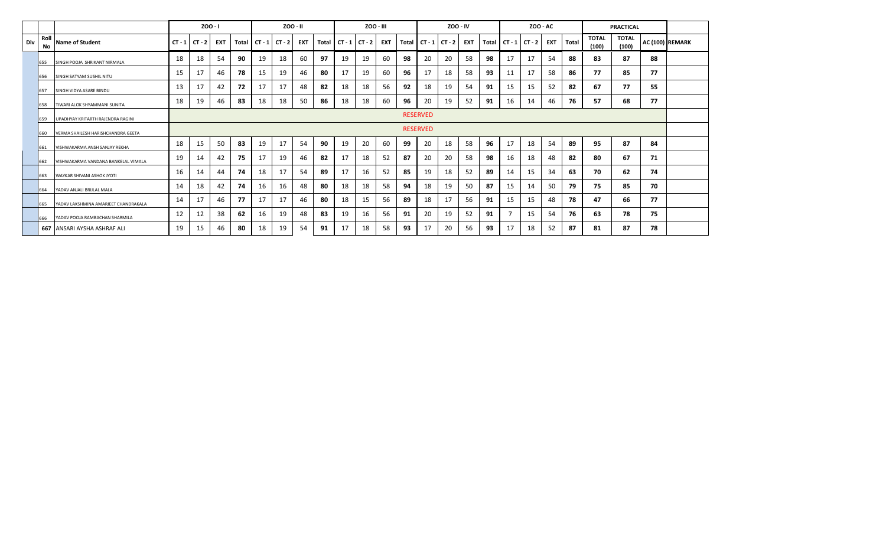| | | | ZOO - I | | | | ZOO - II | | | | ZOO - III | | | | ZOO - IV | | | | ZOO - AC | | | | PRACTICAL | | | |
|---|---|---|---|---|---|---|---|---|---|---|---|---|---|---|---|---|---|---|---|---|---|---|---|---|---|---|---|---|
| Div | Roll No | Name of Student | CT - 1 | CT - 2 | EXT | Total | CT - 1 | CT - 2 | EXT | Total | CT - 1 | CT - 2 | EXT | Total | CT - 1 | CT - 2 | EXT | Total | CT - 1 | CT - 2 | EXT | Total | TOTAL (100) | TOTAL (100) | AC (100) | REMARK |
| | 655 | SINGH POOJA SHRIKANT NIRMALA | 18 | 18 | 54 | 90 | 19 | 18 | 60 | 97 | 19 | 19 | 60 | 98 | 20 | 20 | 58 | 98 | 17 | 17 | 54 | 88 | 83 | 87 | 88 | |
| | 656 | SINGH SATYAM SUSHIL NITU | 15 | 17 | 46 | 78 | 15 | 19 | 46 | 80 | 17 | 19 | 60 | 96 | 17 | 18 | 58 | 93 | 11 | 17 | 58 | 86 | 77 | 85 | 77 | |
| | 657 | SINGH VIDYA ASARE BINDU | 13 | 17 | 42 | 72 | 17 | 17 | 48 | 82 | 18 | 18 | 56 | 92 | 18 | 19 | 54 | 91 | 15 | 15 | 52 | 82 | 67 | 77 | 55 | |
| | 658 | TIWARI ALOK SHYAMMANI SUNITA | 18 | 19 | 46 | 83 | 18 | 18 | 50 | 86 | 18 | 18 | 60 | 96 | 20 | 19 | 52 | 91 | 16 | 14 | 46 | 76 | 57 | 68 | 77 | |
| | 659 | UPADHYAY KRITARTH RAJENDRA RAGINI | RESERVED | | | | | | | | | | | | | | | | | | | | | | | |
| | 660 | VERMA SHAILESH HARISHCHANDRA GEETA | RESERVED | | | | | | | | | | | | | | | | | | | | | | | |
| | 661 | VISHWAKARMA ANSH SANJAY REKHA | 18 | 15 | 50 | 83 | 19 | 17 | 54 | 90 | 19 | 20 | 60 | 99 | 20 | 18 | 58 | 96 | 17 | 18 | 54 | 89 | 95 | 87 | 84 | |
| | 662 | VISHWAKARMA VANDANA BANKELAL VIMALA | 19 | 14 | 42 | 75 | 17 | 19 | 46 | 82 | 17 | 18 | 52 | 87 | 20 | 20 | 58 | 98 | 16 | 18 | 48 | 82 | 80 | 67 | 71 | |
| | 663 | WAYKAR SHIVANI ASHOK JYOTI | 16 | 14 | 44 | 74 | 18 | 17 | 54 | 89 | 17 | 16 | 52 | 85 | 19 | 18 | 52 | 89 | 14 | 15 | 34 | 63 | 70 | 62 | 74 | |
| | 664 | YADAV ANJALI BRIJLAL MALA | 14 | 18 | 42 | 74 | 16 | 16 | 48 | 80 | 18 | 18 | 58 | 94 | 18 | 19 | 50 | 87 | 15 | 14 | 50 | 79 | 75 | 85 | 70 | |
| | 665 | YADAV LAKSHMINA AMARJEET CHANDRAKALA | 14 | 17 | 46 | 77 | 17 | 17 | 46 | 80 | 18 | 15 | 56 | 89 | 18 | 17 | 56 | 91 | 15 | 15 | 48 | 78 | 47 | 66 | 77 | |
| | 666 | YADAV POOJA RAMBACHAN SHARMILA | 12 | 12 | 38 | 62 | 16 | 19 | 48 | 83 | 19 | 16 | 56 | 91 | 20 | 19 | 52 | 91 | 7 | 15 | 54 | 76 | 63 | 78 | 75 | |
| | 667 | ANSARI AYSHA ASHRAF ALI | 19 | 15 | 46 | 80 | 18 | 19 | 54 | 91 | 17 | 18 | 58 | 93 | 17 | 20 | 56 | 93 | 17 | 18 | 52 | 87 | 81 | 87 | 78 | |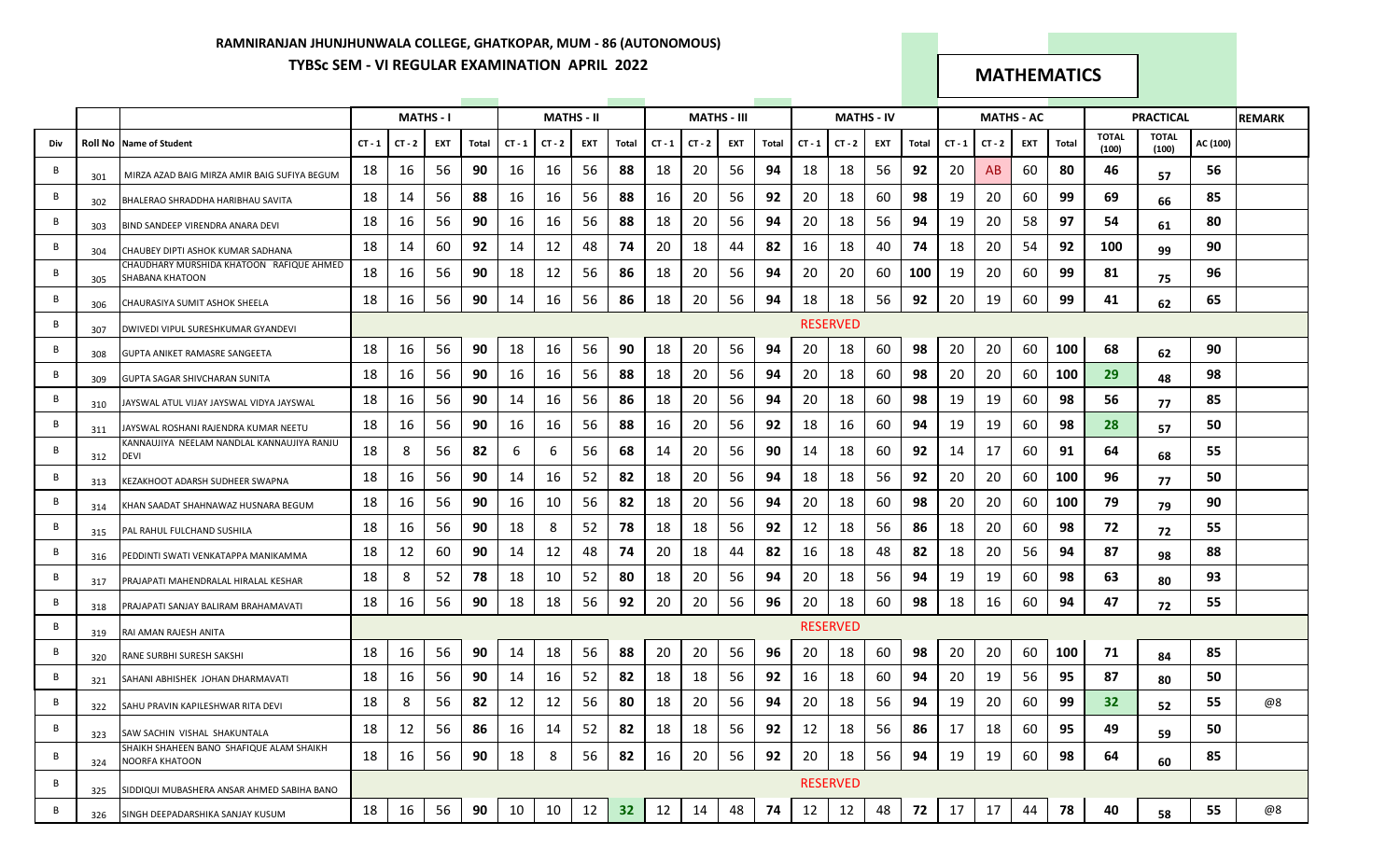**RAMNIRANJAN JHUNJHUNWALA COLLEGE, GHATKOPAR, MUM - 86 (AUTONOMOUS)**

**TYBSc SEM - VI REGULAR EXAMINATION APRIL 2022**

## MATHEMATICS

| | | | MATHS - I | | | | MATHS - II | | | | MATHS - III | | | | MATHS - IV | | | | MATHS - AC | | | | PRACTICAL | | | REMARK |
|---|---|---|---|---|---|---|---|---|---|---|---|---|---|---|---|---|---|---|---|---|---|---|---|---|---|---|
| Div | Roll No | Name of Student | CT - 1 | CT - 2 | EXT | Total | CT - 1 | CT - 2 | EXT | Total | CT - 1 | CT - 2 | EXT | Total | CT - 1 | CT - 2 | EXT | Total | CT - 1 | CT - 2 | EXT | Total | TOTAL (100) | TOTAL (100) | AC (100) | |
| B | 301 | MIRZA AZAD BAIG MIRZA AMIR BAIG SUFIYA BEGUM | 18 | 16 | 56 | **90** | 16 | 16 | 56 | **88** | 18 | 20 | 56 | **94** | 18 | 18 | 56 | **92** | 20 | AB | 60 | **80** | **46** | **57** | **56** | |
| B | 302 | BHALERAO SHRADDHA HARIBHAU SAVITA | 18 | 14 | 56 | **88** | 16 | 16 | 56 | **88** | 16 | 20 | 56 | **92** | 20 | 18 | 60 | **98** | 19 | 20 | 60 | **99** | **69** | **66** | **85** | |
| B | 303 | BIND SANDEEP VIRENDRA ANARA DEVI | 18 | 16 | 56 | **90** | 16 | 16 | 56 | **88** | 18 | 20 | 56 | **94** | 20 | 18 | 56 | **94** | 19 | 20 | 58 | **97** | **54** | **61** | **80** | |
| B | 304 | CHAUBEY DIPTI ASHOK KUMAR SADHANA | 18 | 14 | 60 | **92** | 14 | 12 | 48 | **74** | 20 | 18 | 44 | **82** | 16 | 18 | 40 | **74** | 18 | 20 | 54 | **92** | **100** | **99** | **90** | |
| B | 305 | CHAUDHARY MURSHIDA KHATOON RAFIQUE AHMED SHABANA KHATOON | 18 | 16 | 56 | **90** | 18 | 12 | 56 | **86** | 18 | 20 | 56 | **94** | 20 | 20 | 60 | **100** | 19 | 20 | 60 | **99** | **81** | **75** | **96** | |
| B | 306 | CHAURASIYA SUMIT ASHOK SHEELA | 18 | 16 | 56 | **90** | 14 | 16 | 56 | **86** | 18 | 20 | 56 | **94** | 18 | 18 | 56 | **92** | 20 | 19 | 60 | **99** | **41** | **62** | **65** | |
| B | 307 | DWIVEDI VIPUL SURESHKUMAR GYANDEVI | RESERVED | | | | | | | | | | | | | | | | | | | | | | | |
| B | 308 | GUPTA ANIKET RAMASRE SANGEETA | 18 | 16 | 56 | **90** | 18 | 16 | 56 | **90** | 18 | 20 | 56 | **94** | 20 | 18 | 60 | **98** | 20 | 20 | 60 | **100** | **68** | **62** | **90** | |
| B | 309 | GUPTA SAGAR SHIVCHARAN SUNITA | 18 | 16 | 56 | **90** | 16 | 16 | 56 | **88** | 18 | 20 | 56 | **94** | 20 | 18 | 60 | **98** | 20 | 20 | 60 | **100** | **29** | **48** | **98** | |
| B | 310 | JAYSWAL ATUL VIJAY JAYSWAL VIDYA JAYSWAL | 18 | 16 | 56 | **90** | 14 | 16 | 56 | **86** | 18 | 20 | 56 | **94** | 20 | 18 | 60 | **98** | 19 | 19 | 60 | **98** | **56** | **77** | **85** | |
| B | 311 | JAYSWAL ROSHANI RAJENDRA KUMAR NEETU | 18 | 16 | 56 | **90** | 16 | 16 | 56 | **88** | 16 | 20 | 56 | **92** | 18 | 16 | 60 | **94** | 19 | 19 | 60 | **98** | **28** | **57** | **50** | |
| B | 312 | KANNAUJIYA NEELAM NANDLAL KANNAUJIYA RANJU DEVI | 18 | 8 | 56 | **82** | 6 | 6 | 56 | **68** | 14 | 20 | 56 | **90** | 14 | 18 | 60 | **92** | 14 | 17 | 60 | **91** | **64** | **68** | **55** | |
| B | 313 | KEZAKHOOT ADARSH SUDHEER SWAPNA | 18 | 16 | 56 | **90** | 14 | 16 | 52 | **82** | 18 | 20 | 56 | **94** | 18 | 18 | 56 | **92** | 20 | 20 | 60 | **100** | **96** | **77** | **50** | |
| B | 314 | KHAN SAADAT SHAHNAWAZ HUSNARA BEGUM | 18 | 16 | 56 | **90** | 16 | 10 | 56 | **82** | 18 | 20 | 56 | **94** | 20 | 18 | 60 | **98** | 20 | 20 | 60 | **100** | **79** | **79** | **90** | |
| B | 315 | PAL RAHUL FULCHAND SUSHILA | 18 | 16 | 56 | **90** | 18 | 8 | 52 | **78** | 18 | 18 | 56 | **92** | 12 | 18 | 56 | **86** | 18 | 20 | 60 | **98** | **72** | **72** | **55** | |
| B | 316 | PEDDINTI SWATI VENKATAPPA MANIKAMMA | 18 | 12 | 60 | **90** | 14 | 12 | 48 | **74** | 20 | 18 | 44 | **82** | 16 | 18 | 48 | **82** | 18 | 20 | 56 | **94** | **87** | **98** | **88** | |
| B | 317 | PRAJAPATI MAHENDRALAL HIRALAL KESHAR | 18 | 8 | 52 | **78** | 18 | 10 | 52 | **80** | 18 | 20 | 56 | **94** | 20 | 18 | 56 | **94** | 19 | 19 | 60 | **98** | **63** | **80** | **93** | |
| B | 318 | PRAJAPATI SANJAY BALIRAM BRAHAMAVATI | 18 | 16 | 56 | **90** | 18 | 18 | 56 | **92** | 20 | 20 | 56 | **96** | 20 | 18 | 60 | **98** | 18 | 16 | 60 | **94** | **47** | **72** | **55** | |
| B | 319 | RAI AMAN RAJESH ANITA | RESERVED | | | | | | | | | | | | | | | | | | | | | | | |
| B | 320 | RANE SURBHI SURESH SAKSHI | 18 | 16 | 56 | **90** | 14 | 18 | 56 | **88** | 20 | 20 | 56 | **96** | 20 | 18 | 60 | **98** | 20 | 20 | 60 | **100** | **71** | **84** | **85** | |
| B | 321 | SAHANI ABHISHEK JOHAN DHARMAVATI | 18 | 16 | 56 | **90** | 14 | 16 | 52 | **82** | 18 | 18 | 56 | **92** | 16 | 18 | 60 | **94** | 20 | 19 | 56 | **95** | **87** | **80** | **50** | |
| B | 322 | SAHU PRAVIN KAPILESHWAR RITA DEVI | 18 | 8 | 56 | **82** | 12 | 12 | 56 | **80** | 18 | 20 | 56 | **94** | 20 | 18 | 56 | **94** | 19 | 20 | 60 | **99** | **32** | **52** | **55** | @8 |
| B | 323 | SAW SACHIN VISHAL SHAKUNTALA | 18 | 12 | 56 | **86** | 16 | 14 | 52 | **82** | 18 | 18 | 56 | **92** | 12 | 18 | 56 | **86** | 17 | 18 | 60 | **95** | **49** | **59** | **50** | |
| B | 324 | SHAIKH SHAHEEN BANO SHAFIQUE ALAM SHAIKH NOORFA KHATOON | 18 | 16 | 56 | **90** | 18 | 8 | 56 | **82** | 16 | 20 | 56 | **92** | 20 | 18 | 56 | **94** | 19 | 19 | 60 | **98** | **64** | **60** | **85** | |
| B | 325 | SIDDIQUI MUBASHERA ANSAR AHMED SABIHA BANO | RESERVED | | | | | | | | | | | | | | | | | | | | | | | |
| B | 326 | SINGH DEEPADARSHIKA SANJAY KUSUM | 18 | 16 | 56 | **90** | 10 | 10 | 12 | **32** | 12 | 14 | 48 | **74** | 12 | 12 | 48 | **72** | 17 | 17 | 44 | **78** | **40** | **58** | **55** | @8 |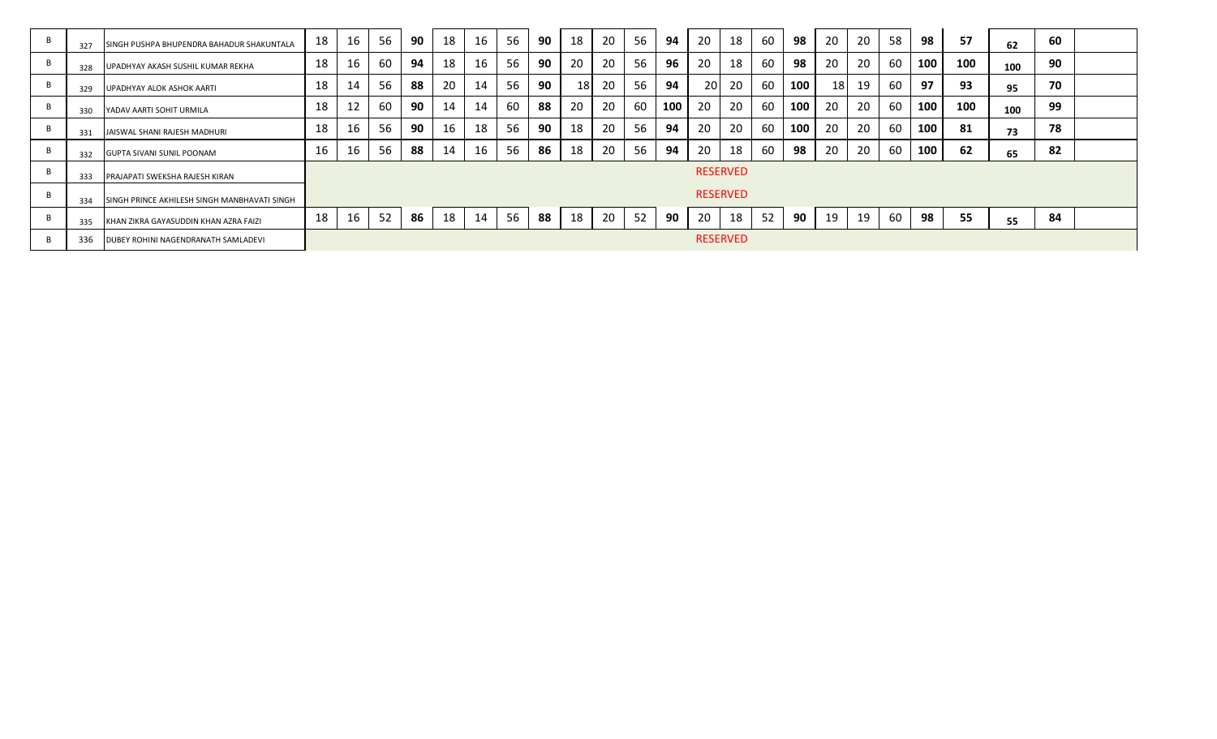| B | 327 | SINGH PUSHPA BHUPENDRA BAHADUR SHAKUNTALA | 18 | 16 | 56 | **90** | 18 | 16 | 56 | **90** | 18 | 20 | 56 | **94** | 20 | 18 | 60 | **98** | 20 | 20 | 58 | **98** | **57** | **62** | **60** | |
|---|---|---|---|---|---|---|---|---|---|---|---|---|---|---|---|---|---|---|---|---|---|---|---|---|---|---|
| B | 328 | UPADHYAY AKASH SUSHIL KUMAR REKHA | 18 | 16 | 60 | **94** | 18 | 16 | 56 | **90** | 20 | 20 | 56 | **96** | 20 | 18 | 60 | **98** | 20 | 20 | 60 | **100** | **100** | **100** | **90** | |
| B | 329 | UPADHYAY ALOK ASHOK AARTI | 18 | 14 | 56 | **88** | 20 | 14 | 56 | **90** | 18 | 20 | 56 | **94** | 20 | 20 | 60 | **100** | 18 | 19 | 60 | **97** | **93** | **95** | **70** | |
| B | 330 | YADAV AARTI SOHIT URMILA | 18 | 12 | 60 | **90** | 14 | 14 | 60 | **88** | 20 | 20 | 60 | **100** | 20 | 20 | 60 | **100** | 20 | 20 | 60 | **100** | **100** | **100** | **99** | |
| B | 331 | JAISWAL SHANI RAJESH MADHURI | 18 | 16 | 56 | **90** | 16 | 18 | 56 | **90** | 18 | 20 | 56 | **94** | 20 | 20 | 60 | **100** | 20 | 20 | 60 | **100** | **81** | **73** | **78** | |
| B | 332 | GUPTA SIVANI SUNIL POONAM | 16 | 16 | 56 | **88** | 14 | 16 | 56 | **86** | 18 | 20 | 56 | **94** | 20 | 18 | 60 | **98** | 20 | 20 | 60 | **100** | **62** | **65** | **82** | |
| B | 333 | PRAJAPATI SWEKSHA RAJESH KIRAN | RESERVED | | | | | | | | | | | | | | | | | | | | | | | |
| B | 334 | SINGH PRINCE AKHILESH SINGH MANBHAVATI SINGH | RESERVED | | | | | | | | | | | | | | | | | | | | | | | |
| B | 335 | KHAN ZIKRA GAYASUDDIN KHAN AZRA FAIZI | 18 | 16 | 52 | **86** | 18 | 14 | 56 | **88** | 18 | 20 | 52 | **90** | 20 | 18 | 52 | **90** | 19 | 19 | 60 | **98** | **55** | **55** | **84** | |
| B | 336 | DUBEY ROHINI NAGENDRANATH SAMLADEVI | RESERVED | | | | | | | | | | | | | | | | | | | | | | | |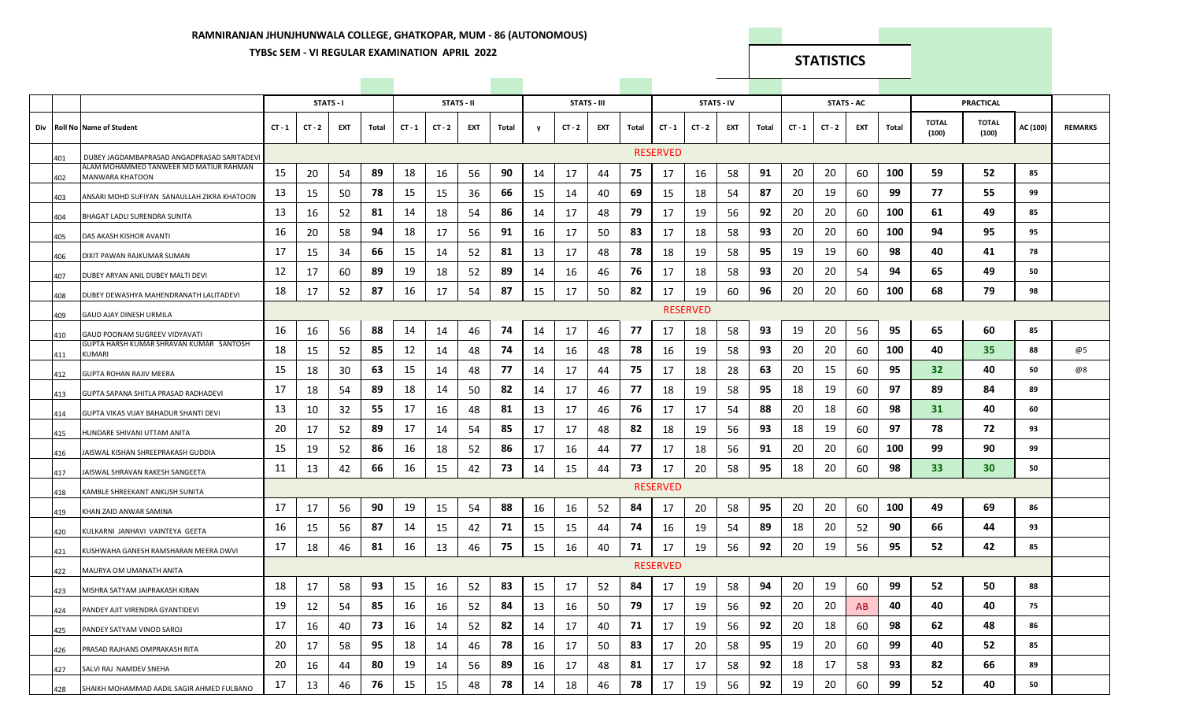# RAMNIRANJAN JHUNJHUNWALA COLLEGE, GHATKOPAR, MUM - 86 (AUTONOMOUS)

## TYBSc SEM - VI REGULAR EXAMINATION APRIL 2022

## STATISTICS

| | | | STATS - I | | | | STATS - II | | | | STATS - III | | | | STATS - IV | | | | STATS - AC | | | | PRACTICAL | | | |
|---|---|---|---|---|---|---|---|---|---|---|---|---|---|---|---|---|---|---|---|---|---|---|---|---|---|---|
| Div | Roll No | Name of Student | CT - 1 | CT - 2 | EXT | Total | CT - 1 | CT - 2 | EXT | Total | y | CT - 2 | EXT | Total | CT - 1 | CT - 2 | EXT | Total | CT - 1 | CT - 2 | EXT | Total | TOTAL (100) | TOTAL (100) | AC (100) | REMARKS |
| | 401 | DUBEY JAGDAMBAPRASAD ANGADPRASAD SARITADEVI | RESERVED | | | | | | | | | | | | | | | | | | | | | | | |
| | 402 | ALAM MOHAMMED TANWEER MD MATIUR RAHMAN MANWARA KHATOON | 15 | 20 | 54 | 89 | 18 | 16 | 56 | 90 | 14 | 17 | 44 | 75 | 17 | 16 | 58 | 91 | 20 | 20 | 60 | 100 | 59 | 52 | 85 | |
| | 403 | ANSARI MOHD SUFIYAN SANAULLAH ZIKRA KHATOON | 13 | 15 | 50 | 78 | 15 | 15 | 36 | 66 | 15 | 14 | 40 | 69 | 15 | 18 | 54 | 87 | 20 | 19 | 60 | 99 | 77 | 55 | 99 | |
| | 404 | BHAGAT LADLI SURENDRA SUNITA | 13 | 16 | 52 | 81 | 14 | 18 | 54 | 86 | 14 | 17 | 48 | 79 | 17 | 19 | 56 | 92 | 20 | 20 | 60 | 100 | 61 | 49 | 85 | |
| | 405 | DAS AKASH KISHOR AVANTI | 16 | 20 | 58 | 94 | 18 | 17 | 56 | 91 | 16 | 17 | 50 | 83 | 17 | 18 | 58 | 93 | 20 | 20 | 60 | 100 | 94 | 95 | 95 | |
| | 406 | DIXIT PAWAN RAJKUMAR SUMAN | 17 | 15 | 34 | 66 | 15 | 14 | 52 | 81 | 13 | 17 | 48 | 78 | 18 | 19 | 58 | 95 | 19 | 19 | 60 | 98 | 40 | 41 | 78 | |
| | 407 | DUBEY ARYAN ANIL DUBEY MALTI DEVI | 12 | 17 | 60 | 89 | 19 | 18 | 52 | 89 | 14 | 16 | 46 | 76 | 17 | 18 | 58 | 93 | 20 | 20 | 54 | 94 | 65 | 49 | 50 | |
| | 408 | DUBEY DEWASHYA MAHENDRANATH LALITADEVI | 18 | 17 | 52 | 87 | 16 | 17 | 54 | 87 | 15 | 17 | 50 | 82 | 17 | 19 | 60 | 96 | 20 | 20 | 60 | 100 | 68 | 79 | 98 | |
| | 409 | GAUD AJAY DINESH URMILA | RESERVED | | | | | | | | | | | | | | | | | | | | | | | |
| | 410 | GAUD POONAM SUGREEV VIDYAVATI | 16 | 16 | 56 | 88 | 14 | 14 | 46 | 74 | 14 | 17 | 46 | 77 | 17 | 18 | 58 | 93 | 19 | 20 | 56 | 95 | 65 | 60 | 85 | |
| | 411 | GUPTA HARSH KUMAR SHRAVAN KUMAR SANTOSH KUMARI | 18 | 15 | 52 | 85 | 12 | 14 | 48 | 74 | 14 | 16 | 48 | 78 | 16 | 19 | 58 | 93 | 20 | 20 | 60 | 100 | 40 | 35 | 88 | @5 |
| | 412 | GUPTA ROHAN RAJIV MEERA | 15 | 18 | 30 | 63 | 15 | 14 | 48 | 77 | 14 | 17 | 44 | 75 | 17 | 18 | 28 | 63 | 20 | 15 | 60 | 95 | 32 | 40 | 50 | @8 |
| | 413 | GUPTA SAPANA SHITLA PRASAD RADHADEVI | 17 | 18 | 54 | 89 | 18 | 14 | 50 | 82 | 14 | 17 | 46 | 77 | 18 | 19 | 58 | 95 | 18 | 19 | 60 | 97 | 89 | 84 | 89 | |
| | 414 | GUPTA VIKAS VIJAY BAHADUR SHANTI DEVI | 13 | 10 | 32 | 55 | 17 | 16 | 48 | 81 | 13 | 17 | 46 | 76 | 17 | 17 | 54 | 88 | 20 | 18 | 60 | 98 | 31 | 40 | 60 | |
| | 415 | HUNDARE SHIVANI UTTAM ANITA | 20 | 17 | 52 | 89 | 17 | 14 | 54 | 85 | 17 | 17 | 48 | 82 | 18 | 19 | 56 | 93 | 18 | 19 | 60 | 97 | 78 | 72 | 93 | |
| | 416 | JAISWAL KISHAN SHREEPRAKASH GUDDIA | 15 | 19 | 52 | 86 | 16 | 18 | 52 | 86 | 17 | 16 | 44 | 77 | 17 | 18 | 56 | 91 | 20 | 20 | 60 | 100 | 99 | 90 | 99 | |
| | 417 | JAISWAL SHRAVAN RAKESH SANGEETA | 11 | 13 | 42 | 66 | 16 | 15 | 42 | 73 | 14 | 15 | 44 | 73 | 17 | 20 | 58 | 95 | 18 | 20 | 60 | 98 | 33 | 30 | 50 | |
| | 418 | KAMBLE SHREEKANT ANKUSH SUNITA | RESERVED | | | | | | | | | | | | | | | | | | | | | | | |
| | 419 | KHAN ZAID ANWAR SAMINA | 17 | 17 | 56 | 90 | 19 | 15 | 54 | 88 | 16 | 16 | 52 | 84 | 17 | 20 | 58 | 95 | 20 | 20 | 60 | 100 | 49 | 69 | 86 | |
| | 420 | KULKARNI JANHAVI VAINTEYA GEETA | 16 | 15 | 56 | 87 | 14 | 15 | 42 | 71 | 15 | 15 | 44 | 74 | 16 | 19 | 54 | 89 | 18 | 20 | 52 | 90 | 66 | 44 | 93 | |
| | 421 | KUSHWAHA GANESH RAMSHARAN MEERA DWVI | 17 | 18 | 46 | 81 | 16 | 13 | 46 | 75 | 15 | 16 | 40 | 71 | 17 | 19 | 56 | 92 | 20 | 19 | 56 | 95 | 52 | 42 | 85 | |
| | 422 | MAURYA OM UMANATH ANITA | RESERVED | | | | | | | | | | | | | | | | | | | | | | | |
| | 423 | MISHRA SATYAM JAIPRAKASH KIRAN | 18 | 17 | 58 | 93 | 15 | 16 | 52 | 83 | 15 | 17 | 52 | 84 | 17 | 19 | 58 | 94 | 20 | 19 | 60 | 99 | 52 | 50 | 88 | |
| | 424 | PANDEY AJIT VIRENDRA GYANTIDEVI | 19 | 12 | 54 | 85 | 16 | 16 | 52 | 84 | 13 | 16 | 50 | 79 | 17 | 19 | 56 | 92 | 20 | 20 | AB | 40 | 40 | 40 | 75 | |
| | 425 | PANDEY SATYAM VINOD SAROJ | 17 | 16 | 40 | 73 | 16 | 14 | 52 | 82 | 14 | 17 | 40 | 71 | 17 | 19 | 56 | 92 | 20 | 18 | 60 | 98 | 62 | 48 | 86 | |
| | 426 | PRASAD RAJHANS OMPRAKASH RITA | 20 | 17 | 58 | 95 | 18 | 14 | 46 | 78 | 16 | 17 | 50 | 83 | 17 | 20 | 58 | 95 | 19 | 20 | 60 | 99 | 40 | 52 | 85 | |
| | 427 | SALVI RAJ NAMDEV SNEHA | 20 | 16 | 44 | 80 | 19 | 14 | 56 | 89 | 16 | 17 | 48 | 81 | 17 | 17 | 58 | 92 | 18 | 17 | 58 | 93 | 82 | 66 | 89 | |
| | 428 | SHAIKH MOHAMMAD AADIL SAGIR AHMED FULBANO | 17 | 13 | 46 | 76 | 15 | 15 | 48 | 78 | 14 | 18 | 46 | 78 | 17 | 19 | 56 | 92 | 19 | 20 | 60 | 99 | 52 | 40 | 50 | |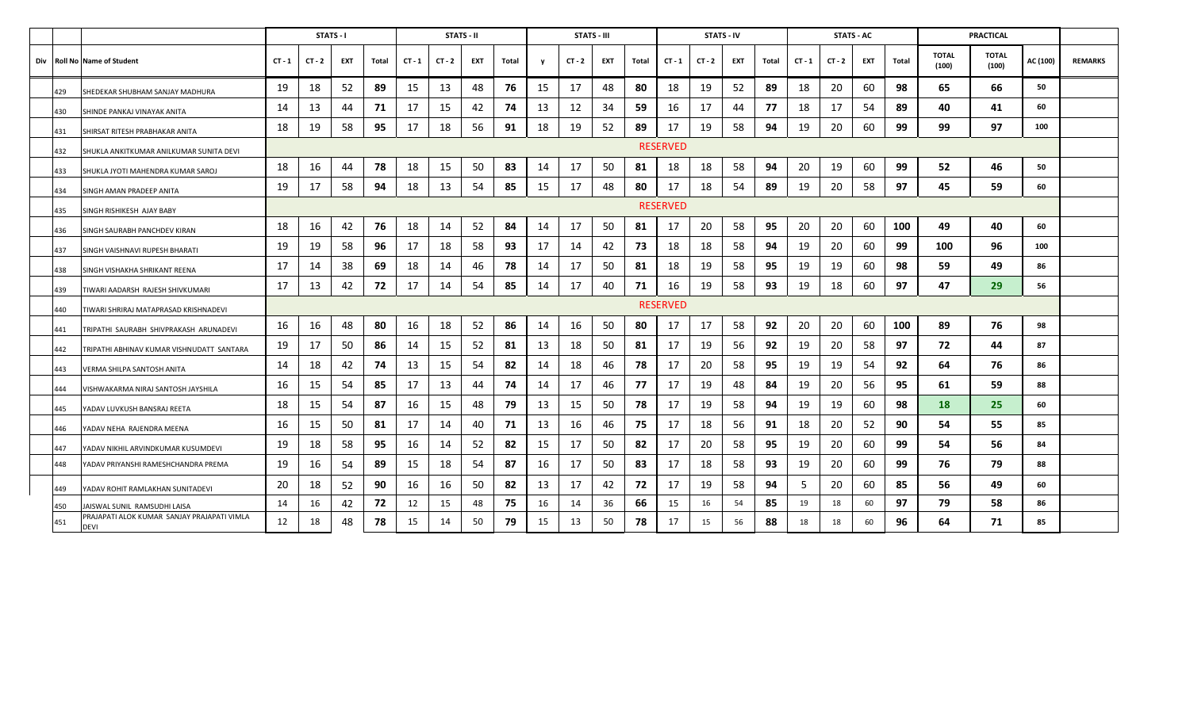| | | | STATS - I | | | | STATS - II | | | | STATS - III | | | | STATS - IV | | | | STATS - AC | | | | PRACTICAL | | | |
|---|---|---|---|---|---|---|---|---|---|---|---|---|---|---|---|---|---|---|---|---|---|---|---|---|---|---|---|
| Div | Roll No | Name of Student | CT - 1 | CT - 2 | EXT | Total | CT - 1 | CT - 2 | EXT | Total | y | CT - 2 | EXT | Total | CT - 1 | CT - 2 | EXT | Total | CT - 1 | CT - 2 | EXT | Total | TOTAL (100) | TOTAL (100) | AC (100) | REMARKS |
| | 429 | SHEDEKAR SHUBHAM SANJAY MADHURA | 19 | 18 | 52 | 89 | 15 | 13 | 48 | 76 | 15 | 17 | 48 | 80 | 18 | 19 | 52 | 89 | 18 | 20 | 60 | 98 | 65 | 66 | 50 | |
| | 430 | SHINDE PANKAJ VINAYAK ANITA | 14 | 13 | 44 | 71 | 17 | 15 | 42 | 74 | 13 | 12 | 34 | 59 | 16 | 17 | 44 | 77 | 18 | 17 | 54 | 89 | 40 | 41 | 60 | |
| | 431 | SHIRSAT RITESH PRABHAKAR ANITA | 18 | 19 | 58 | 95 | 17 | 18 | 56 | 91 | 18 | 19 | 52 | 89 | 17 | 19 | 58 | 94 | 19 | 20 | 60 | 99 | 99 | 97 | 100 | |
| | 432 | SHUKLA ANKITKUMAR ANILKUMAR SUNITA DEVI | RESERVED | | | | | | | | | | | | | | | | | | | | | | | |
| | 433 | SHUKLA JYOTI MAHENDRA KUMAR SAROJ | 18 | 16 | 44 | 78 | 18 | 15 | 50 | 83 | 14 | 17 | 50 | 81 | 18 | 18 | 58 | 94 | 20 | 19 | 60 | 99 | 52 | 46 | 50 | |
| | 434 | SINGH AMAN PRADEEP ANITA | 19 | 17 | 58 | 94 | 18 | 13 | 54 | 85 | 15 | 17 | 48 | 80 | 17 | 18 | 54 | 89 | 19 | 20 | 58 | 97 | 45 | 59 | 60 | |
| | 435 | SINGH RISHIKESH AJAY BABY | RESERVED | | | | | | | | | | | | | | | | | | | | | | | |
| | 436 | SINGH SAURABH PANCHDEV KIRAN | 18 | 16 | 42 | 76 | 18 | 14 | 52 | 84 | 14 | 17 | 50 | 81 | 17 | 20 | 58 | 95 | 20 | 20 | 60 | 100 | 49 | 40 | 60 | |
| | 437 | SINGH VAISHNAVI RUPESH BHARATI | 19 | 19 | 58 | 96 | 17 | 18 | 58 | 93 | 17 | 14 | 42 | 73 | 18 | 18 | 58 | 94 | 19 | 20 | 60 | 99 | 100 | 96 | 100 | |
| | 438 | SINGH VISHAKHA SHRIKANT REENA | 17 | 14 | 38 | 69 | 18 | 14 | 46 | 78 | 14 | 17 | 50 | 81 | 18 | 19 | 58 | 95 | 19 | 19 | 60 | 98 | 59 | 49 | 86 | |
| | 439 | TIWARI AADARSH RAJESH SHIVKUMARI | 17 | 13 | 42 | 72 | 17 | 14 | 54 | 85 | 14 | 17 | 40 | 71 | 16 | 19 | 58 | 93 | 19 | 18 | 60 | 97 | 47 | 29 | 56 | |
| | 440 | TIWARI SHRIRAJ MATAPRASAD KRISHNADEVI | RESERVED | | | | | | | | | | | | | | | | | | | | | | | |
| | 441 | TRIPATHI SAURABH SHIVPRAKASH ARUNADEVI | 16 | 16 | 48 | 80 | 16 | 18 | 52 | 86 | 14 | 16 | 50 | 80 | 17 | 17 | 58 | 92 | 20 | 20 | 60 | 100 | 89 | 76 | 98 | |
| | 442 | TRIPATHI ABHINAV KUMAR VISHNUDATT SANTARA | 19 | 17 | 50 | 86 | 14 | 15 | 52 | 81 | 13 | 18 | 50 | 81 | 17 | 19 | 56 | 92 | 19 | 20 | 58 | 97 | 72 | 44 | 87 | |
| | 443 | VERMA SHILPA SANTOSH ANITA | 14 | 18 | 42 | 74 | 13 | 15 | 54 | 82 | 14 | 18 | 46 | 78 | 17 | 20 | 58 | 95 | 19 | 19 | 54 | 92 | 64 | 76 | 86 | |
| | 444 | VISHWAKARMA NIRAJ SANTOSH JAYSHILA | 16 | 15 | 54 | 85 | 17 | 13 | 44 | 74 | 14 | 17 | 46 | 77 | 17 | 19 | 48 | 84 | 19 | 20 | 56 | 95 | 61 | 59 | 88 | |
| | 445 | YADAV LUVKUSH BANSRAJ REETA | 18 | 15 | 54 | 87 | 16 | 15 | 48 | 79 | 13 | 15 | 50 | 78 | 17 | 19 | 58 | 94 | 19 | 19 | 60 | 98 | 18 | 25 | 60 | |
| | 446 | YADAV NEHA RAJENDRA MEENA | 16 | 15 | 50 | 81 | 17 | 14 | 40 | 71 | 13 | 16 | 46 | 75 | 17 | 18 | 56 | 91 | 18 | 20 | 52 | 90 | 54 | 55 | 85 | |
| | 447 | YADAV NIKHIL ARVINDKUMAR KUSUMDEVI | 19 | 18 | 58 | 95 | 16 | 14 | 52 | 82 | 15 | 17 | 50 | 82 | 17 | 20 | 58 | 95 | 19 | 20 | 60 | 99 | 54 | 56 | 84 | |
| | 448 | YADAV PRIYANSHI RAMESHCHANDRA PREMA | 19 | 16 | 54 | 89 | 15 | 18 | 54 | 87 | 16 | 17 | 50 | 83 | 17 | 18 | 58 | 93 | 19 | 20 | 60 | 99 | 76 | 79 | 88 | |
| | 449 | YADAV ROHIT RAMLAKHAN SUNITADEVI | 20 | 18 | 52 | 90 | 16 | 16 | 50 | 82 | 13 | 17 | 42 | 72 | 17 | 19 | 58 | 94 | 5 | 20 | 60 | 85 | 56 | 49 | 60 | |
| | 450 | JAISWAL SUNIL RAMSUDHI LAISA | 14 | 16 | 42 | 72 | 12 | 15 | 48 | 75 | 16 | 14 | 36 | 66 | 15 | 16 | 54 | 85 | 19 | 18 | 60 | 97 | 79 | 58 | 86 | |
| | 451 | PRAJAPATI ALOK KUMAR SANJAY PRAJAPATI VIMLA DEVI | 12 | 18 | 48 | 78 | 15 | 14 | 50 | 79 | 15 | 13 | 50 | 78 | 17 | 15 | 56 | 88 | 18 | 18 | 60 | 96 | 64 | 71 | 85 | |